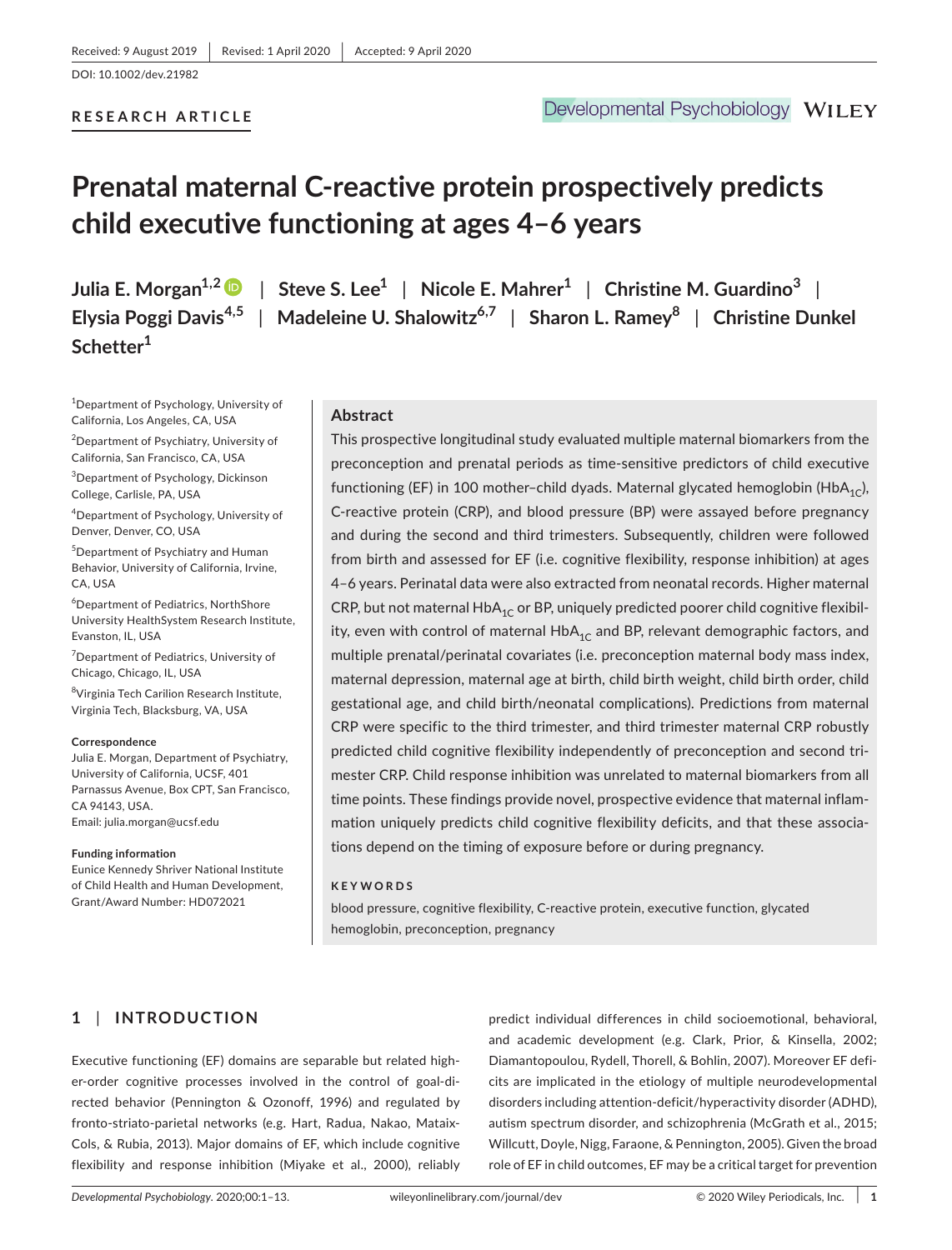Received: 9 August 2019 | Revised: 1 April 2020 | Accepted: 9 April 2020

DOI: 10.1002/dev.21982

**RESEARCH ARTICLE**

# Prenatal maternal C-reactive protein prospectively predicts child executive functioning at ages 4–6 years

**Julia E. Morgan[1,2] | Steve S. Lee[1] | Nicole E. Mahrer[1] | Christine M. Guardino[3] | Elysia Poggi Davis[4,5] | Madeleine U. Shalowitz[6,7] | Sharon L. Ramey[8] | Christine Dunkel Schetter[1]**

[1]Department of Psychology, University of California, Los Angeles, CA, USA

[2]Department of Psychiatry, University of California, San Francisco, CA, USA

[3]Department of Psychology, Dickinson College, Carlisle, PA, USA

[4]Department of Psychology, University of Denver, Denver, CO, USA

[5]Department of Psychiatry and Human Behavior, University of California, Irvine, CA, USA

[6]Department of Pediatrics, NorthShore University HealthSystem Research Institute, Evanston, IL, USA

[7]Department of Pediatrics, University of Chicago, Chicago, IL, USA

[8]Virginia Tech Carilion Research Institute, Virginia Tech, Blacksburg, VA, USA

**Correspondence**
Julia E. Morgan, Department of Psychiatry, University of California, UCSF, 401 Parnassus Avenue, Box CPT, San Francisco, CA 94143, USA.
Email: julia.morgan@ucsf.edu

**Funding information**
Eunice Kennedy Shriver National Institute of Child Health and Human Development, Grant/Award Number: HD072021

## Abstract

This prospective longitudinal study evaluated multiple maternal biomarkers from the preconception and prenatal periods as time-sensitive predictors of child executive functioning (EF) in 100 mother–child dyads. Maternal glycated hemoglobin ($HbA_{1C}$), C-reactive protein (CRP), and blood pressure (BP) were assayed before pregnancy and during the second and third trimesters. Subsequently, children were followed from birth and assessed for EF (i.e. cognitive flexibility, response inhibition) at ages 4–6 years. Perinatal data were also extracted from neonatal records. Higher maternal CRP, but not maternal $HbA_{1C}$ or BP, uniquely predicted poorer child cognitive flexibility, even with control of maternal $HbA_{1C}$ and BP, relevant demographic factors, and multiple prenatal/perinatal covariates (i.e. preconception maternal body mass index, maternal depression, maternal age at birth, child birth weight, child birth order, child gestational age, and child birth/neonatal complications). Predictions from maternal CRP were specific to the third trimester, and third trimester maternal CRP robustly predicted child cognitive flexibility independently of preconception and second trimester CRP. Child response inhibition was unrelated to maternal biomarkers from all time points. These findings provide novel, prospective evidence that maternal inflammation uniquely predicts child cognitive flexibility deficits, and that these associations depend on the timing of exposure before or during pregnancy.

**KEYWORDS**

blood pressure, cognitive flexibility, C-reactive protein, executive function, glycated hemoglobin, preconception, pregnancy

## 1 | INTRODUCTION

Executive functioning (EF) domains are separable but related higher-order cognitive processes involved in the control of goal-directed behavior (Pennington & Ozonoff, 1996) and regulated by fronto-striato-parietal networks (e.g. Hart, Radua, Nakao, Mataix-Cols, & Rubia, 2013). Major domains of EF, which include cognitive flexibility and response inhibition (Miyake et al., 2000), reliably predict individual differences in child socioemotional, behavioral, and academic development (e.g. Clark, Prior, & Kinsella, 2002; Diamantopoulou, Rydell, Thorell, & Bohlin, 2007). Moreover EF deficits are implicated in the etiology of multiple neurodevelopmental disorders including attention-deficit/hyperactivity disorder (ADHD), autism spectrum disorder, and schizophrenia (McGrath et al., 2015; Willcutt, Doyle, Nigg, Faraone, & Pennington, 2005). Given the broad role of EF in child outcomes, EF may be a critical target for prevention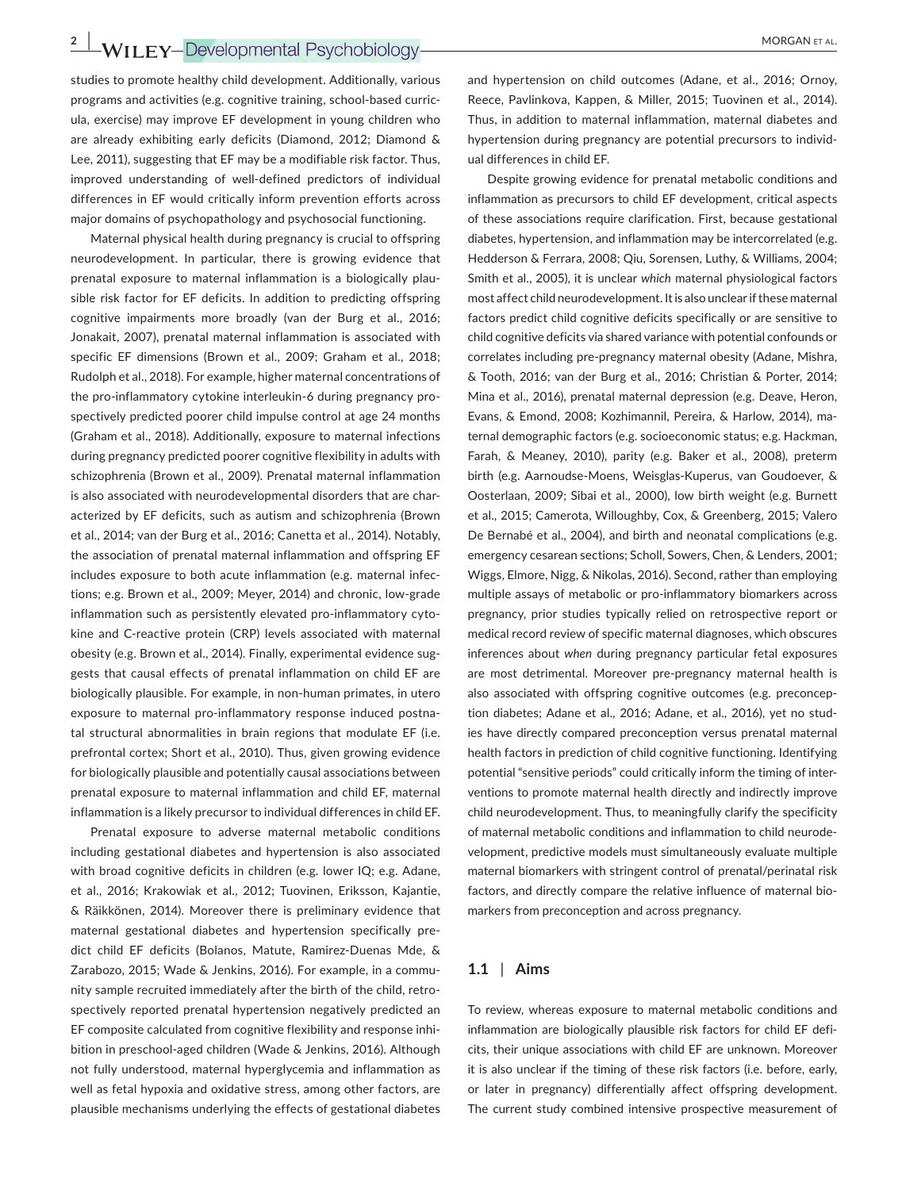studies to promote healthy child development. Additionally, various programs and activities (e.g. cognitive training, school-based curricula, exercise) may improve EF development in young children who are already exhibiting early deficits (Diamond, 2012; Diamond & Lee, 2011), suggesting that EF may be a modifiable risk factor. Thus, improved understanding of well-defined predictors of individual differences in EF would critically inform prevention efforts across major domains of psychopathology and psychosocial functioning.

Maternal physical health during pregnancy is crucial to offspring neurodevelopment. In particular, there is growing evidence that prenatal exposure to maternal inflammation is a biologically plausible risk factor for EF deficits. In addition to predicting offspring cognitive impairments more broadly (van der Burg et al., 2016; Jonakait, 2007), prenatal maternal inflammation is associated with specific EF dimensions (Brown et al., 2009; Graham et al., 2018; Rudolph et al., 2018). For example, higher maternal concentrations of the pro-inflammatory cytokine interleukin-6 during pregnancy prospectively predicted poorer child impulse control at age 24 months (Graham et al., 2018). Additionally, exposure to maternal infections during pregnancy predicted poorer cognitive flexibility in adults with schizophrenia (Brown et al., 2009). Prenatal maternal inflammation is also associated with neurodevelopmental disorders that are characterized by EF deficits, such as autism and schizophrenia (Brown et al., 2014; van der Burg et al., 2016; Canetta et al., 2014). Notably, the association of prenatal maternal inflammation and offspring EF includes exposure to both acute inflammation (e.g. maternal infections; e.g. Brown et al., 2009; Meyer, 2014) and chronic, low-grade inflammation such as persistently elevated pro-inflammatory cytokine and C-reactive protein (CRP) levels associated with maternal obesity (e.g. Brown et al., 2014). Finally, experimental evidence suggests that causal effects of prenatal inflammation on child EF are biologically plausible. For example, in non-human primates, in utero exposure to maternal pro-inflammatory response induced postnatal structural abnormalities in brain regions that modulate EF (i.e. prefrontal cortex; Short et al., 2010). Thus, given growing evidence for biologically plausible and potentially causal associations between prenatal exposure to maternal inflammation and child EF, maternal inflammation is a likely precursor to individual differences in child EF.

Prenatal exposure to adverse maternal metabolic conditions including gestational diabetes and hypertension is also associated with broad cognitive deficits in children (e.g. lower IQ; e.g. Adane, et al., 2016; Krakowiak et al., 2012; Tuovinen, Eriksson, Kajantie, & Räikkönen, 2014). Moreover there is preliminary evidence that maternal gestational diabetes and hypertension specifically predict child EF deficits (Bolanos, Matute, Ramirez-Duenas Mde, & Zarabozo, 2015; Wade & Jenkins, 2016). For example, in a community sample recruited immediately after the birth of the child, retrospectively reported prenatal hypertension negatively predicted an EF composite calculated from cognitive flexibility and response inhibition in preschool-aged children (Wade & Jenkins, 2016). Although not fully understood, maternal hyperglycemia and inflammation as well as fetal hypoxia and oxidative stress, among other factors, are plausible mechanisms underlying the effects of gestational diabetes and hypertension on child outcomes (Adane, et al., 2016; Ornoy, Reece, Pavlinkova, Kappen, & Miller, 2015; Tuovinen et al., 2014). Thus, in addition to maternal inflammation, maternal diabetes and hypertension during pregnancy are potential precursors to individual differences in child EF.

Despite growing evidence for prenatal metabolic conditions and inflammation as precursors to child EF development, critical aspects of these associations require clarification. First, because gestational diabetes, hypertension, and inflammation may be intercorrelated (e.g. Hedderson & Ferrara, 2008; Qiu, Sorensen, Luthy, & Williams, 2004; Smith et al., 2005), it is unclear *which* maternal physiological factors most affect child neurodevelopment. It is also unclear if these maternal factors predict child cognitive deficits specifically or are sensitive to child cognitive deficits via shared variance with potential confounds or correlates including pre-pregnancy maternal obesity (Adane, Mishra, & Tooth, 2016; van der Burg et al., 2016; Christian & Porter, 2014; Mina et al., 2016), prenatal maternal depression (e.g. Deave, Heron, Evans, & Emond, 2008; Kozhimannil, Pereira, & Harlow, 2014), maternal demographic factors (e.g. socioeconomic status; e.g. Hackman, Farah, & Meaney, 2010), parity (e.g. Baker et al., 2008), preterm birth (e.g. Aarnoudse-Moens, Weisglas-Kuperus, van Goudoever, & Oosterlaan, 2009; Sibai et al., 2000), low birth weight (e.g. Burnett et al., 2015; Camerota, Willoughby, Cox, & Greenberg, 2015; Valero De Bernabé et al., 2004), and birth and neonatal complications (e.g. emergency cesarean sections; Scholl, Sowers, Chen, & Lenders, 2001; Wiggs, Elmore, Nigg, & Nikolas, 2016). Second, rather than employing multiple assays of metabolic or pro-inflammatory biomarkers across pregnancy, prior studies typically relied on retrospective report or medical record review of specific maternal diagnoses, which obscures inferences about *when* during pregnancy particular fetal exposures are most detrimental. Moreover pre-pregnancy maternal health is also associated with offspring cognitive outcomes (e.g. preconception diabetes; Adane et al., 2016; Adane, et al., 2016), yet no studies have directly compared preconception versus prenatal maternal health factors in prediction of child cognitive functioning. Identifying potential "sensitive periods" could critically inform the timing of interventions to promote maternal health directly and indirectly improve child neurodevelopment. Thus, to meaningfully clarify the specificity of maternal metabolic conditions and inflammation to child neurodevelopment, predictive models must simultaneously evaluate multiple maternal biomarkers with stringent control of prenatal/perinatal risk factors, and directly compare the relative influence of maternal biomarkers from preconception and across pregnancy.

## 1.1 | Aims

To review, whereas exposure to maternal metabolic conditions and inflammation are biologically plausible risk factors for child EF deficits, their unique associations with child EF are unknown. Moreover it is also unclear if the timing of these risk factors (i.e. before, early, or later in pregnancy) differentially affect offspring development. The current study combined intensive prospective measurement of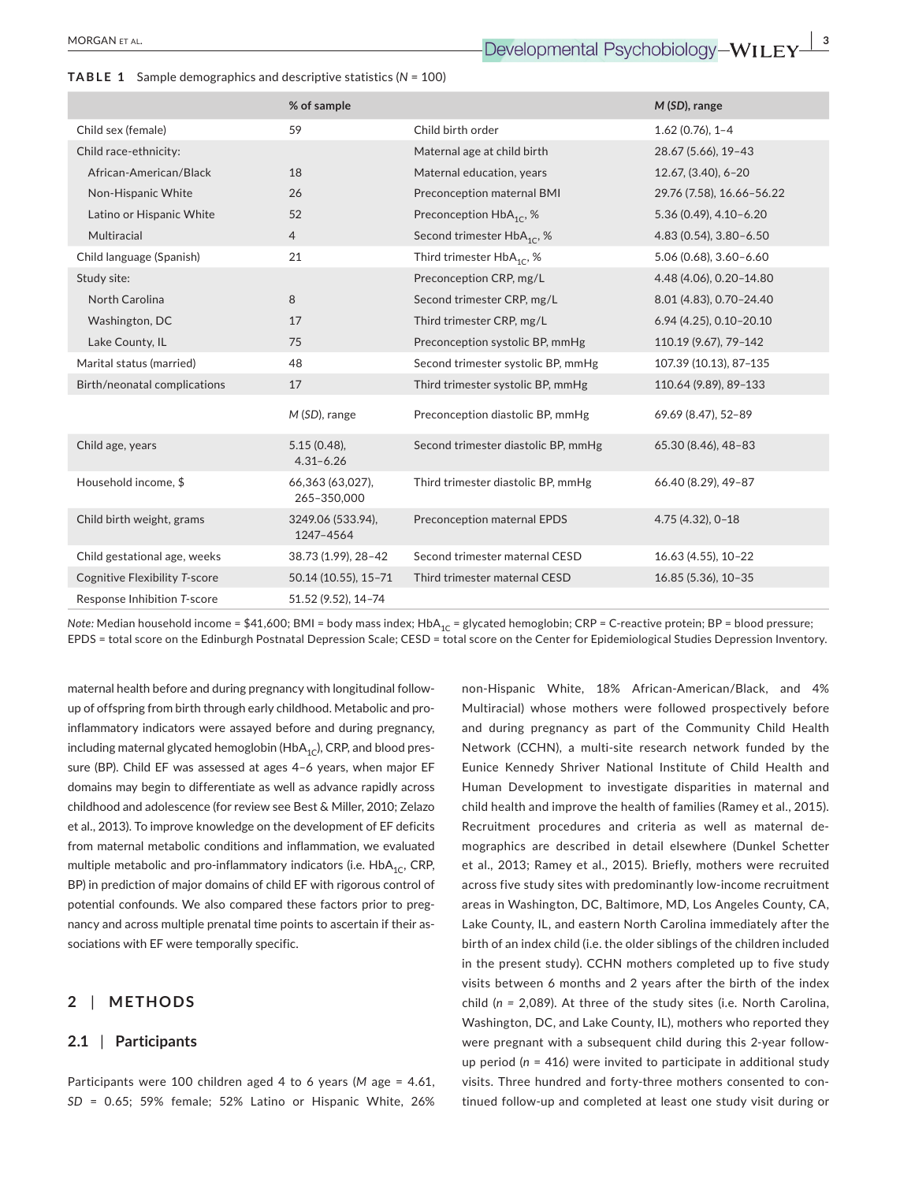**TABLE 1** Sample demographics and descriptive statistics (*N* = 100)

| | % of sample | | *M* (*SD*), range |
|---|---|---|---|
| Child sex (female) | 59 | Child birth order | 1.62 (0.76), 1–4 |
| Child race-ethnicity: | | Maternal age at child birth | 28.67 (5.66), 19–43 |
| African-American/Black | 18 | Maternal education, years | 12.67, (3.40), 6–20 |
| Non-Hispanic White | 26 | Preconception maternal BMI | 29.76 (7.58), 16.66–56.22 |
| Latino or Hispanic White | 52 | Preconception $HbA_{1C}$, % | 5.36 (0.49), 4.10–6.20 |
| Multiracial | 4 | Second trimester $HbA_{1C}$, % | 4.83 (0.54), 3.80–6.50 |
| Child language (Spanish) | 21 | Third trimester $HbA_{1C}$, % | 5.06 (0.68), 3.60–6.60 |
| Study site: | | Preconception CRP, mg/L | 4.48 (4.06), 0.20–14.80 |
| North Carolina | 8 | Second trimester CRP, mg/L | 8.01 (4.83), 0.70–24.40 |
| Washington, DC | 17 | Third trimester CRP, mg/L | 6.94 (4.25), 0.10–20.10 |
| Lake County, IL | 75 | Preconception systolic BP, mmHg | 110.19 (9.67), 79–142 |
| Marital status (married) | 48 | Second trimester systolic BP, mmHg | 107.39 (10.13), 87–135 |
| Birth/neonatal complications | 17 | Third trimester systolic BP, mmHg | 110.64 (9.89), 89–133 |
| | *M* (*SD*), range | Preconception diastolic BP, mmHg | 69.69 (8.47), 52–89 |
| Child age, years | 5.15 (0.48), 4.31–6.26 | Second trimester diastolic BP, mmHg | 65.30 (8.46), 48–83 |
| Household income, $ | 66,363 (63,027), 265–350,000 | Third trimester diastolic BP, mmHg | 66.40 (8.29), 49–87 |
| Child birth weight, grams | 3249.06 (533.94), 1247–4564 | Preconception maternal EPDS | 4.75 (4.32), 0–18 |
| Child gestational age, weeks | 38.73 (1.99), 28–42 | Second trimester maternal CESD | 16.63 (4.55), 10–22 |
| Cognitive Flexibility *T*-score | 50.14 (10.55), 15–71 | Third trimester maternal CESD | 16.85 (5.36), 10–35 |
| Response Inhibition *T*-score | 51.52 (9.52), 14–74 | | |

*Note:* Median household income = $41,600; BMI = body mass index; $HbA_{1C}$ = glycated hemoglobin; CRP = C-reactive protein; BP = blood pressure; EPDS = total score on the Edinburgh Postnatal Depression Scale; CESD = total score on the Center for Epidemiological Studies Depression Inventory.

maternal health before and during pregnancy with longitudinal follow-up of offspring from birth through early childhood. Metabolic and pro-inflammatory indicators were assayed before and during pregnancy, including maternal glycated hemoglobin ($HbA_{1C}$), CRP, and blood pressure (BP). Child EF was assessed at ages 4–6 years, when major EF domains may begin to differentiate as well as advance rapidly across childhood and adolescence (for review see Best & Miller, 2010; Zelazo et al., 2013). To improve knowledge on the development of EF deficits from maternal metabolic conditions and inflammation, we evaluated multiple metabolic and pro-inflammatory indicators (i.e. $HbA_{1C}$, CRP, BP) in prediction of major domains of child EF with rigorous control of potential confounds. We also compared these factors prior to pregnancy and across multiple prenatal time points to ascertain if their associations with EF were temporally specific.

## 2 | METHODS

### 2.1 | Participants

Participants were 100 children aged 4 to 6 years (*M* age = 4.61, *SD* = 0.65; 59% female; 52% Latino or Hispanic White, 26% non-Hispanic White, 18% African-American/Black, and 4% Multiracial) whose mothers were followed prospectively before and during pregnancy as part of the Community Child Health Network (CCHN), a multi-site research network funded by the Eunice Kennedy Shriver National Institute of Child Health and Human Development to investigate disparities in maternal and child health and improve the health of families (Ramey et al., 2015). Recruitment procedures and criteria as well as maternal demographics are described in detail elsewhere (Dunkel Schetter et al., 2013; Ramey et al., 2015). Briefly, mothers were recruited across five study sites with predominantly low-income recruitment areas in Washington, DC, Baltimore, MD, Los Angeles County, CA, Lake County, IL, and eastern North Carolina immediately after the birth of an index child (i.e. the older siblings of the children included in the present study). CCHN mothers completed up to five study visits between 6 months and 2 years after the birth of the index child (*n* = 2,089). At three of the study sites (i.e. North Carolina, Washington, DC, and Lake County, IL), mothers who reported they were pregnant with a subsequent child during this 2-year follow-up period (*n* = 416) were invited to participate in additional study visits. Three hundred and forty-three mothers consented to continued follow-up and completed at least one study visit during or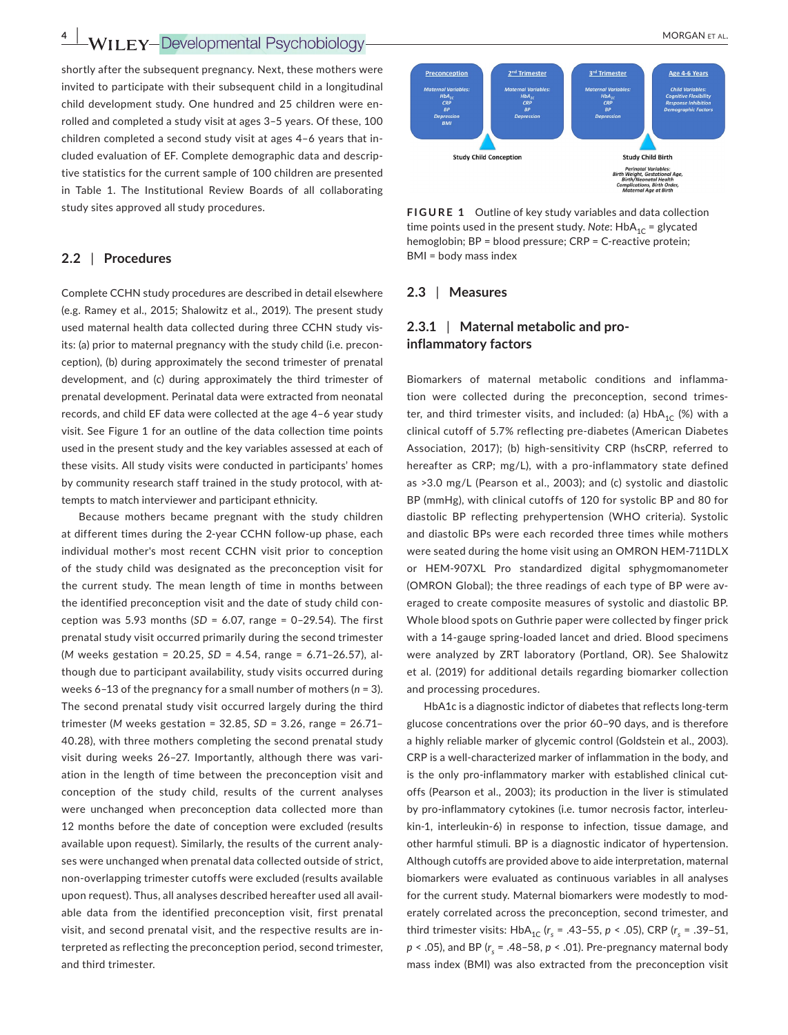shortly after the subsequent pregnancy. Next, these mothers were invited to participate with their subsequent child in a longitudinal child development study. One hundred and 25 children were enrolled and completed a study visit at ages 3–5 years. Of these, 100 children completed a second study visit at ages 4–6 years that included evaluation of EF. Complete demographic data and descriptive statistics for the current sample of 100 children are presented in Table 1. The Institutional Review Boards of all collaborating study sites approved all study procedures.

## 2.2 | Procedures

Complete CCHN study procedures are described in detail elsewhere (e.g. Ramey et al., 2015; Shalowitz et al., 2019). The present study used maternal health data collected during three CCHN study visits: (a) prior to maternal pregnancy with the study child (i.e. preconception), (b) during approximately the second trimester of prenatal development, and (c) during approximately the third trimester of prenatal development. Perinatal data were extracted from neonatal records, and child EF data were collected at the age 4–6 year study visit. See Figure 1 for an outline of the data collection time points used in the present study and the key variables assessed at each of these visits. All study visits were conducted in participants' homes by community research staff trained in the study protocol, with attempts to match interviewer and participant ethnicity.

Because mothers became pregnant with the study children at different times during the 2-year CCHN follow-up phase, each individual mother's most recent CCHN visit prior to conception of the study child was designated as the preconception visit for the current study. The mean length of time in months between the identified preconception visit and the date of study child conception was 5.93 months ($SD$ = 6.07, range = 0–29.54). The first prenatal study visit occurred primarily during the second trimester ($M$ weeks gestation = 20.25, $SD$ = 4.54, range = 6.71–26.57), although due to participant availability, study visits occurred during weeks 6–13 of the pregnancy for a small number of mothers ($n$ = 3). The second prenatal study visit occurred largely during the third trimester ($M$ weeks gestation = 32.85, $SD$ = 3.26, range = 26.71–40.28), with three mothers completing the second prenatal study visit during weeks 26–27. Importantly, although there was variation in the length of time between the preconception visit and conception of the study child, results of the current analyses were unchanged when preconception data collected more than 12 months before the date of conception were excluded (results available upon request). Similarly, the results of the current analyses were unchanged when prenatal data collected outside of strict, non-overlapping trimester cutoffs were excluded (results available upon request). Thus, all analyses described hereafter used all available data from the identified preconception visit, first prenatal visit, and second prenatal visit, and the respective results are interpreted as reflecting the preconception period, second trimester, and third trimester.

**FIGURE 1** Outline of key study variables and data collection time points used in the present study. *Note*: $HbA_{1C}$ = glycated hemoglobin; BP = blood pressure; CRP = C-reactive protein; BMI = body mass index

## 2.3 | Measures

### 2.3.1 | Maternal metabolic and pro-inflammatory factors

Biomarkers of maternal metabolic conditions and inflammation were collected during the preconception, second trimester, and third trimester visits, and included: (a) $HbA_{1C}$ (%) with a clinical cutoff of 5.7% reflecting pre-diabetes (American Diabetes Association, 2017); (b) high-sensitivity CRP (hsCRP, referred to hereafter as CRP; mg/L), with a pro-inflammatory state defined as >3.0 mg/L (Pearson et al., 2003); and (c) systolic and diastolic BP (mmHg), with clinical cutoffs of 120 for systolic BP and 80 for diastolic BP reflecting prehypertension (WHO criteria). Systolic and diastolic BPs were each recorded three times while mothers were seated during the home visit using an OMRON HEM-711DLX or HEM-907XL Pro standardized digital sphygmomanometer (OMRON Global); the three readings of each type of BP were averaged to create composite measures of systolic and diastolic BP. Whole blood spots on Guthrie paper were collected by finger prick with a 14-gauge spring-loaded lancet and dried. Blood specimens were analyzed by ZRT laboratory (Portland, OR). See Shalowitz et al. (2019) for additional details regarding biomarker collection and processing procedures.

HbA1c is a diagnostic indictor of diabetes that reflects long-term glucose concentrations over the prior 60–90 days, and is therefore a highly reliable marker of glycemic control (Goldstein et al., 2003). CRP is a well-characterized marker of inflammation in the body, and is the only pro-inflammatory marker with established clinical cutoffs (Pearson et al., 2003); its production in the liver is stimulated by pro-inflammatory cytokines (i.e. tumor necrosis factor, interleukin-1, interleukin-6) in response to infection, tissue damage, and other harmful stimuli. BP is a diagnostic indicator of hypertension. Although cutoffs are provided above to aide interpretation, maternal biomarkers were evaluated as continuous variables in all analyses for the current study. Maternal biomarkers were modestly to moderately correlated across the preconception, second trimester, and third trimester visits: $HbA_{1C}$ ($r_s$ = .43–55, $p$ < .05), CRP ($r_s$ = .39–51, $p$ < .05), and BP ($r_s$ = .48–58, $p$ < .01). Pre-pregnancy maternal body mass index (BMI) was also extracted from the preconception visit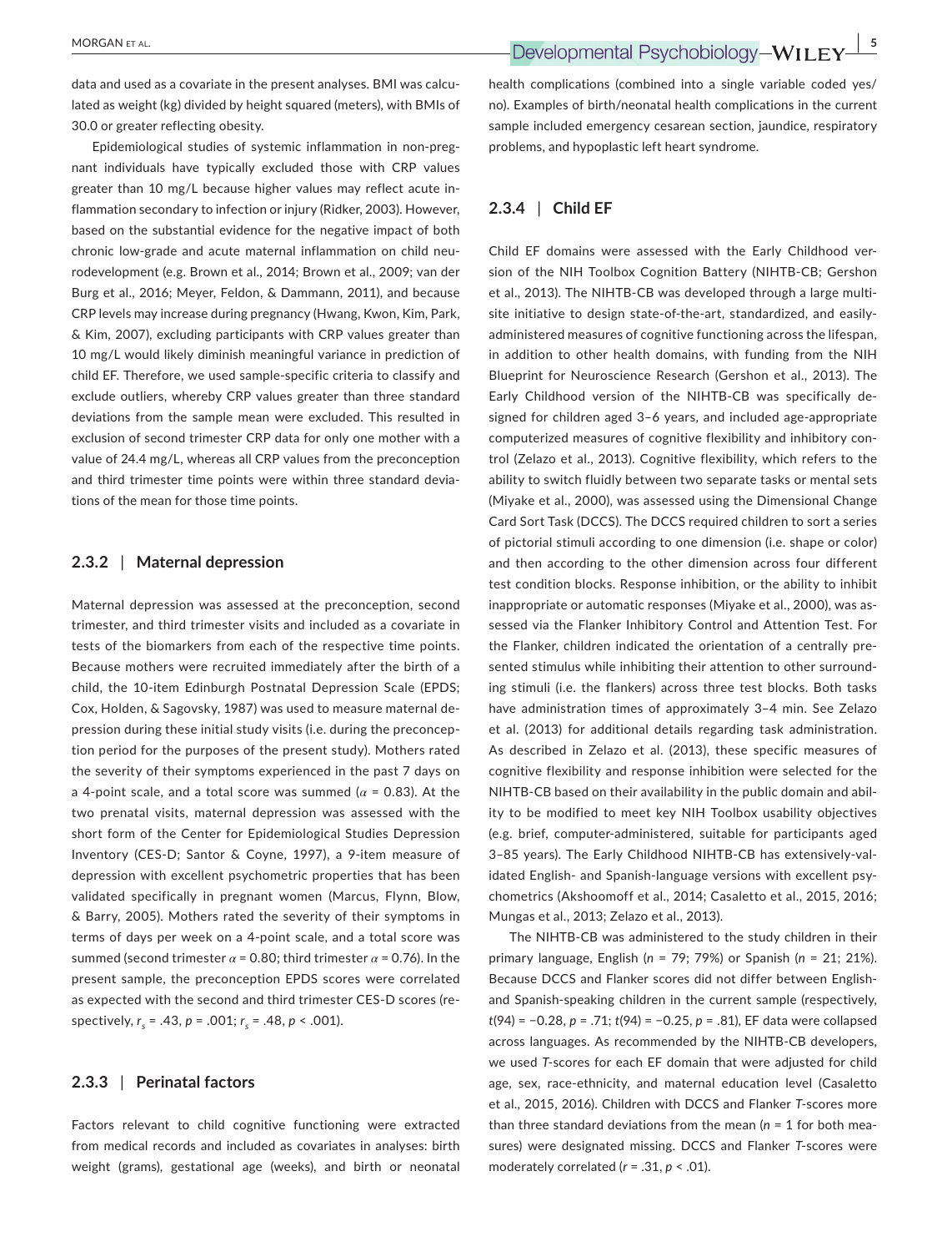data and used as a covariate in the present analyses. BMI was calculated as weight (kg) divided by height squared (meters), with BMIs of 30.0 or greater reflecting obesity.

Epidemiological studies of systemic inflammation in non-pregnant individuals have typically excluded those with CRP values greater than 10 mg/L because higher values may reflect acute inflammation secondary to infection or injury (Ridker, 2003). However, based on the substantial evidence for the negative impact of both chronic low-grade and acute maternal inflammation on child neurodevelopment (e.g. Brown et al., 2014; Brown et al., 2009; van der Burg et al., 2016; Meyer, Feldon, & Dammann, 2011), and because CRP levels may increase during pregnancy (Hwang, Kwon, Kim, Park, & Kim, 2007), excluding participants with CRP values greater than 10 mg/L would likely diminish meaningful variance in prediction of child EF. Therefore, we used sample-specific criteria to classify and exclude outliers, whereby CRP values greater than three standard deviations from the sample mean were excluded. This resulted in exclusion of second trimester CRP data for only one mother with a value of 24.4 mg/L, whereas all CRP values from the preconception and third trimester time points were within three standard deviations of the mean for those time points.

### 2.3.2 | Maternal depression

Maternal depression was assessed at the preconception, second trimester, and third trimester visits and included as a covariate in tests of the biomarkers from each of the respective time points. Because mothers were recruited immediately after the birth of a child, the 10-item Edinburgh Postnatal Depression Scale (EPDS; Cox, Holden, & Sagovsky, 1987) was used to measure maternal depression during these initial study visits (i.e. during the preconception period for the purposes of the present study). Mothers rated the severity of their symptoms experienced in the past 7 days on a 4-point scale, and a total score was summed ($\alpha$ = 0.83). At the two prenatal visits, maternal depression was assessed with the short form of the Center for Epidemiological Studies Depression Inventory (CES-D; Santor & Coyne, 1997), a 9-item measure of depression with excellent psychometric properties that has been validated specifically in pregnant women (Marcus, Flynn, Blow, & Barry, 2005). Mothers rated the severity of their symptoms in terms of days per week on a 4-point scale, and a total score was summed (second trimester $\alpha$ = 0.80; third trimester $\alpha$ = 0.76). In the present sample, the preconception EPDS scores were correlated as expected with the second and third trimester CES-D scores (respectively, $r_s$ = .43, $p$ = .001; $r_s$ = .48, $p$ < .001).

### 2.3.3 | Perinatal factors

Factors relevant to child cognitive functioning were extracted from medical records and included as covariates in analyses: birth weight (grams), gestational age (weeks), and birth or neonatal health complications (combined into a single variable coded yes/no). Examples of birth/neonatal health complications in the current sample included emergency cesarean section, jaundice, respiratory problems, and hypoplastic left heart syndrome.

### 2.3.4 | Child EF

Child EF domains were assessed with the Early Childhood version of the NIH Toolbox Cognition Battery (NIHTB-CB; Gershon et al., 2013). The NIHTB-CB was developed through a large multisite initiative to design state-of-the-art, standardized, and easily-administered measures of cognitive functioning across the lifespan, in addition to other health domains, with funding from the NIH Blueprint for Neuroscience Research (Gershon et al., 2013). The Early Childhood version of the NIHTB-CB was specifically designed for children aged 3–6 years, and included age-appropriate computerized measures of cognitive flexibility and inhibitory control (Zelazo et al., 2013). Cognitive flexibility, which refers to the ability to switch fluidly between two separate tasks or mental sets (Miyake et al., 2000), was assessed using the Dimensional Change Card Sort Task (DCCS). The DCCS required children to sort a series of pictorial stimuli according to one dimension (i.e. shape or color) and then according to the other dimension across four different test condition blocks. Response inhibition, or the ability to inhibit inappropriate or automatic responses (Miyake et al., 2000), was assessed via the Flanker Inhibitory Control and Attention Test. For the Flanker, children indicated the orientation of a centrally presented stimulus while inhibiting their attention to other surrounding stimuli (i.e. the flankers) across three test blocks. Both tasks have administration times of approximately 3–4 min. See Zelazo et al. (2013) for additional details regarding task administration. As described in Zelazo et al. (2013), these specific measures of cognitive flexibility and response inhibition were selected for the NIHTB-CB based on their availability in the public domain and ability to be modified to meet key NIH Toolbox usability objectives (e.g. brief, computer-administered, suitable for participants aged 3–85 years). The Early Childhood NIHTB-CB has extensively-validated English- and Spanish-language versions with excellent psychometrics (Akshoomoff et al., 2014; Casaletto et al., 2015, 2016; Mungas et al., 2013; Zelazo et al., 2013).

The NIHTB-CB was administered to the study children in their primary language, English ($n$ = 79; 79%) or Spanish ($n$ = 21; 21%). Because DCCS and Flanker scores did not differ between English- and Spanish-speaking children in the current sample (respectively, $t(94)$ = −0.28, $p$ = .71; $t(94)$ = −0.25, $p$ = .81), EF data were collapsed across languages. As recommended by the NIHTB-CB developers, we used $T$-scores for each EF domain that were adjusted for child age, sex, race-ethnicity, and maternal education level (Casaletto et al., 2015, 2016). Children with DCCS and Flanker $T$-scores more than three standard deviations from the mean ($n$ = 1 for both measures) were designated missing. DCCS and Flanker $T$-scores were moderately correlated ($r$ = .31, $p$ < .01).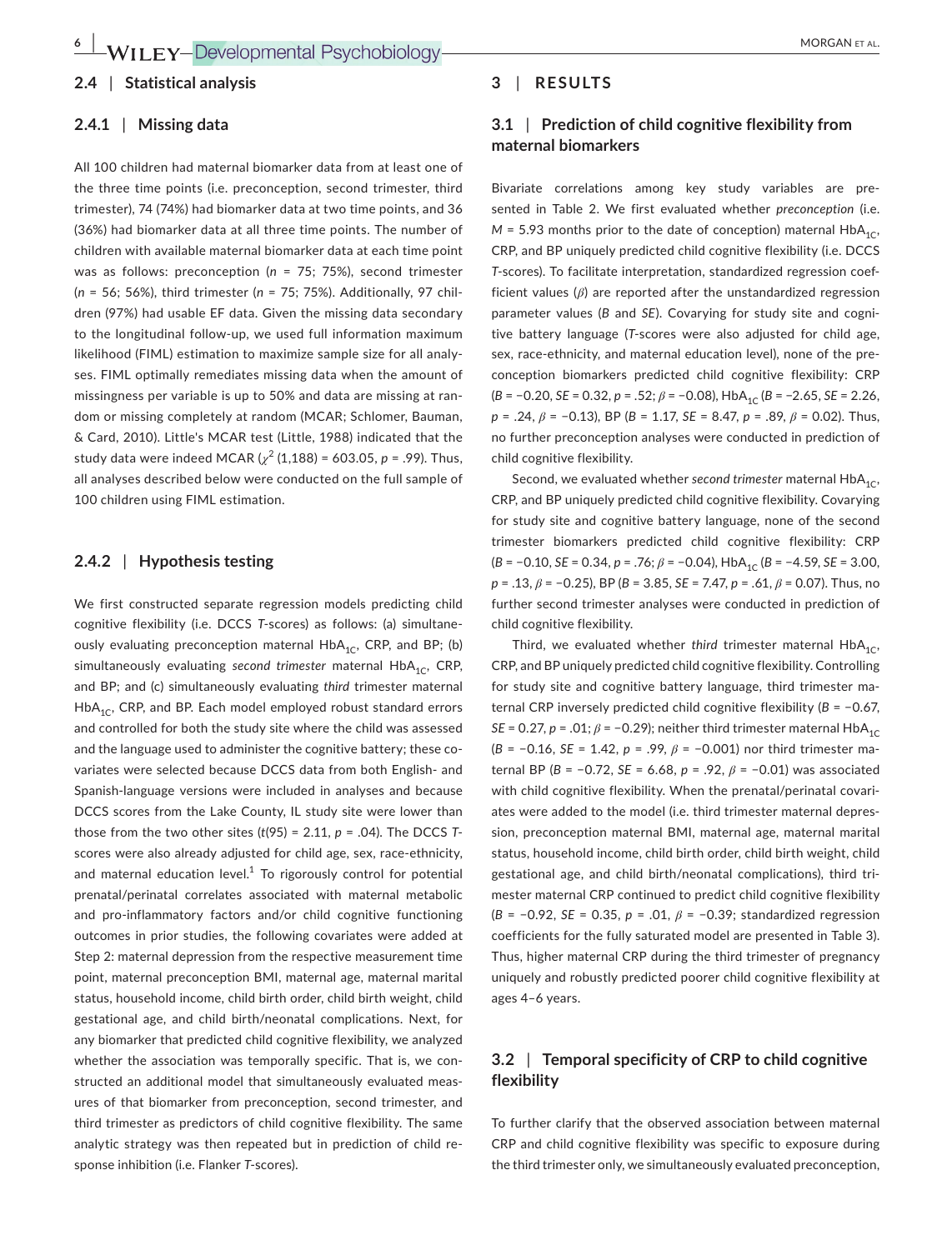### 2.4 | Statistical analysis

#### 2.4.1 | Missing data

All 100 children had maternal biomarker data from at least one of the three time points (i.e. preconception, second trimester, third trimester), 74 (74%) had biomarker data at two time points, and 36 (36%) had biomarker data at all three time points. The number of children with available maternal biomarker data at each time point was as follows: preconception ($n$ = 75; 75%), second trimester ($n$ = 56; 56%), third trimester ($n$ = 75; 75%). Additionally, 97 children (97%) had usable EF data. Given the missing data secondary to the longitudinal follow-up, we used full information maximum likelihood (FIML) estimation to maximize sample size for all analyses. FIML optimally remediates missing data when the amount of missingness per variable is up to 50% and data are missing at random or missing completely at random (MCAR; Schlomer, Bauman, & Card, 2010). Little's MCAR test (Little, 1988) indicated that the study data were indeed MCAR ($\chi^2$ (1,188) = 603.05, $p$ = .99). Thus, all analyses described below were conducted on the full sample of 100 children using FIML estimation.

#### 2.4.2 | Hypothesis testing

We first constructed separate regression models predicting child cognitive flexibility (i.e. DCCS $T$-scores) as follows: (a) simultaneously evaluating preconception maternal $HbA_{1C}$, CRP, and BP; (b) simultaneously evaluating *second trimester* maternal $HbA_{1C}$, CRP, and BP; and (c) simultaneously evaluating *third* trimester maternal $HbA_{1C}$, CRP, and BP. Each model employed robust standard errors and controlled for both the study site where the child was assessed and the language used to administer the cognitive battery; these covariates were selected because DCCS data from both English- and Spanish-language versions were included in analyses and because DCCS scores from the Lake County, IL study site were lower than those from the two other sites ($t$(95) = 2.11, $p$ = .04). The DCCS $T$-scores were also already adjusted for child age, sex, race-ethnicity, and maternal education level.[1] To rigorously control for potential prenatal/perinatal correlates associated with maternal metabolic and pro-inflammatory factors and/or child cognitive functioning outcomes in prior studies, the following covariates were added at Step 2: maternal depression from the respective measurement time point, maternal preconception BMI, maternal age, maternal marital status, household income, child birth order, child birth weight, child gestational age, and child birth/neonatal complications. Next, for any biomarker that predicted child cognitive flexibility, we analyzed whether the association was temporally specific. That is, we constructed an additional model that simultaneously evaluated measures of that biomarker from preconception, second trimester, and third trimester as predictors of child cognitive flexibility. The same analytic strategy was then repeated but in prediction of child response inhibition (i.e. Flanker $T$-scores).

## 3 | RESULTS

### 3.1 | Prediction of child cognitive flexibility from maternal biomarkers

Bivariate correlations among key study variables are presented in Table 2. We first evaluated whether *preconception* (i.e. $M$ = 5.93 months prior to the date of conception) maternal $HbA_{1C}$, CRP, and BP uniquely predicted child cognitive flexibility (i.e. DCCS $T$-scores). To facilitate interpretation, standardized regression coefficient values ($\beta$) are reported after the unstandardized regression parameter values ($B$ and $SE$). Covarying for study site and cognitive battery language ($T$-scores were also adjusted for child age, sex, race-ethnicity, and maternal education level), none of the preconception biomarkers predicted child cognitive flexibility: CRP ($B$ = −0.20, $SE$ = 0.32, $p$ = .52; $\beta$ = −0.08), $HbA_{1C}$ ($B$ = −2.65, $SE$ = 2.26, $p$ = .24, $\beta$ = −0.13), BP ($B$ = 1.17, $SE$ = 8.47, $p$ = .89, $\beta$ = 0.02). Thus, no further preconception analyses were conducted in prediction of child cognitive flexibility.

Second, we evaluated whether *second trimester* maternal $HbA_{1C}$, CRP, and BP uniquely predicted child cognitive flexibility. Covarying for study site and cognitive battery language, none of the second trimester biomarkers predicted child cognitive flexibility: CRP ($B$ = −0.10, $SE$ = 0.34, $p$ = .76; $\beta$ = −0.04), $HbA_{1C}$ ($B$ = −4.59, $SE$ = 3.00, $p$ = .13, $\beta$ = −0.25), BP ($B$ = 3.85, $SE$ = 7.47, $p$ = .61, $\beta$ = 0.07). Thus, no further second trimester analyses were conducted in prediction of child cognitive flexibility.

Third, we evaluated whether *third* trimester maternal $HbA_{1C}$, CRP, and BP uniquely predicted child cognitive flexibility. Controlling for study site and cognitive battery language, third trimester maternal CRP inversely predicted child cognitive flexibility ($B$ = −0.67, $SE$ = 0.27, $p$ = .01; $\beta$ = −0.29); neither third trimester maternal $HbA_{1C}$ ($B$ = −0.16, $SE$ = 1.42, $p$ = .99, $\beta$ = −0.001) nor third trimester maternal BP ($B$ = −0.72, $SE$ = 6.68, $p$ = .92, $\beta$ = −0.01) was associated with child cognitive flexibility. When the prenatal/perinatal covariates were added to the model (i.e. third trimester maternal depression, preconception maternal BMI, maternal age, maternal marital status, household income, child birth order, child birth weight, child gestational age, and child birth/neonatal complications), third trimester maternal CRP continued to predict child cognitive flexibility ($B$ = −0.92, $SE$ = 0.35, $p$ = .01, $\beta$ = −0.39; standardized regression coefficients for the fully saturated model are presented in Table 3). Thus, higher maternal CRP during the third trimester of pregnancy uniquely and robustly predicted poorer child cognitive flexibility at ages 4–6 years.

### 3.2 | Temporal specificity of CRP to child cognitive flexibility

To further clarify that the observed association between maternal CRP and child cognitive flexibility was specific to exposure during the third trimester only, we simultaneously evaluated preconception,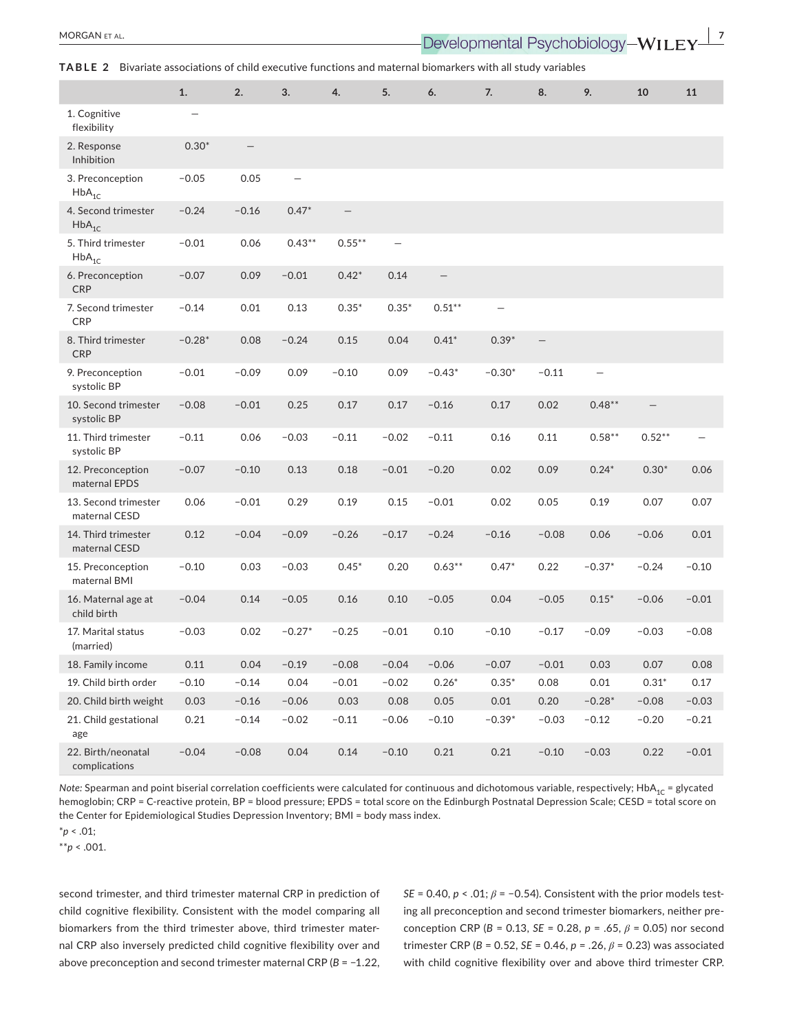**TABLE 2** Bivariate associations of child executive functions and maternal biomarkers with all study variables

| | 1. | 2. | 3. | 4. | 5. | 6. | 7. | 8. | 9. | 10 | 11 |
|---|---|---|---|---|---|---|---|---|---|---|---|
| 1. Cognitive flexibility | — | | | | | | | | | | |
| 2. Response Inhibition | 0.30* | — | | | | | | | | | |
| 3. Preconception $HbA_{1C}$ | −0.05 | 0.05 | — | | | | | | | | |
| 4. Second trimester $HbA_{1C}$ | −0.24 | −0.16 | 0.47* | — | | | | | | | |
| 5. Third trimester $HbA_{1C}$ | −0.01 | 0.06 | 0.43** | 0.55** | — | | | | | | |
| 6. Preconception CRP | −0.07 | 0.09 | −0.01 | 0.42* | 0.14 | — | | | | | |
| 7. Second trimester CRP | −0.14 | 0.01 | 0.13 | 0.35* | 0.35* | 0.51** | — | | | | |
| 8. Third trimester CRP | −0.28* | 0.08 | −0.24 | 0.15 | 0.04 | 0.41* | 0.39* | — | | | |
| 9. Preconception systolic BP | −0.01 | −0.09 | 0.09 | −0.10 | 0.09 | −0.43* | −0.30* | −0.11 | — | | |
| 10. Second trimester systolic BP | −0.08 | −0.01 | 0.25 | 0.17 | 0.17 | −0.16 | 0.17 | 0.02 | 0.48** | — | |
| 11. Third trimester systolic BP | −0.11 | 0.06 | −0.03 | −0.11 | −0.02 | −0.11 | 0.16 | 0.11 | 0.58** | 0.52** | — |
| 12. Preconception maternal EPDS | −0.07 | −0.10 | 0.13 | 0.18 | −0.01 | −0.20 | 0.02 | 0.09 | 0.24* | 0.30* | 0.06 |
| 13. Second trimester maternal CESD | 0.06 | −0.01 | 0.29 | 0.19 | 0.15 | −0.01 | 0.02 | 0.05 | 0.19 | 0.07 | 0.07 |
| 14. Third trimester maternal CESD | 0.12 | −0.04 | −0.09 | −0.26 | −0.17 | −0.24 | −0.16 | −0.08 | 0.06 | −0.06 | 0.01 |
| 15. Preconception maternal BMI | −0.10 | 0.03 | −0.03 | 0.45* | 0.20 | 0.63** | 0.47* | 0.22 | −0.37* | −0.24 | −0.10 |
| 16. Maternal age at child birth | −0.04 | 0.14 | −0.05 | 0.16 | 0.10 | −0.05 | 0.04 | −0.05 | 0.15* | −0.06 | −0.01 |
| 17. Marital status (married) | −0.03 | 0.02 | −0.27* | −0.25 | −0.01 | 0.10 | −0.10 | −0.17 | −0.09 | −0.03 | −0.08 |
| 18. Family income | 0.11 | 0.04 | −0.19 | −0.08 | −0.04 | −0.06 | −0.07 | −0.01 | 0.03 | 0.07 | 0.08 |
| 19. Child birth order | −0.10 | −0.14 | 0.04 | −0.01 | −0.02 | 0.26* | 0.35* | 0.08 | 0.01 | 0.31* | 0.17 |
| 20. Child birth weight | 0.03 | −0.16 | −0.06 | 0.03 | 0.08 | 0.05 | 0.01 | 0.20 | −0.28* | −0.08 | −0.03 |
| 21. Child gestational age | 0.21 | −0.14 | −0.02 | −0.11 | −0.06 | −0.10 | −0.39* | −0.03 | −0.12 | −0.20 | −0.21 |
| 22. Birth/neonatal complications | −0.04 | −0.08 | 0.04 | 0.14 | −0.10 | 0.21 | 0.21 | −0.10 | −0.03 | 0.22 | −0.01 |

*Note:* Spearman and point biserial correlation coefficients were calculated for continuous and dichotomous variable, respectively; $HbA_{1C}$ = glycated hemoglobin; CRP = C-reactive protein, BP = blood pressure; EPDS = total score on the Edinburgh Postnatal Depression Scale; CESD = total score on the Center for Epidemiological Studies Depression Inventory; BMI = body mass index.

*$p < .01$;

**$p < .001$.

second trimester, and third trimester maternal CRP in prediction of child cognitive flexibility. Consistent with the model comparing all biomarkers from the third trimester above, third trimester maternal CRP also inversely predicted child cognitive flexibility over and above preconception and second trimester maternal CRP ($B = -1.22$, $SE = 0.40$, $p < .01$; $\beta = -0.54$). Consistent with the prior models testing all preconception and second trimester biomarkers, neither preconception CRP ($B = 0.13$, $SE = 0.28$, $p = .65$, $\beta = 0.05$) nor second trimester CRP ($B = 0.52$, $SE = 0.46$, $p = .26$, $\beta = 0.23$) was associated with child cognitive flexibility over and above third trimester CRP.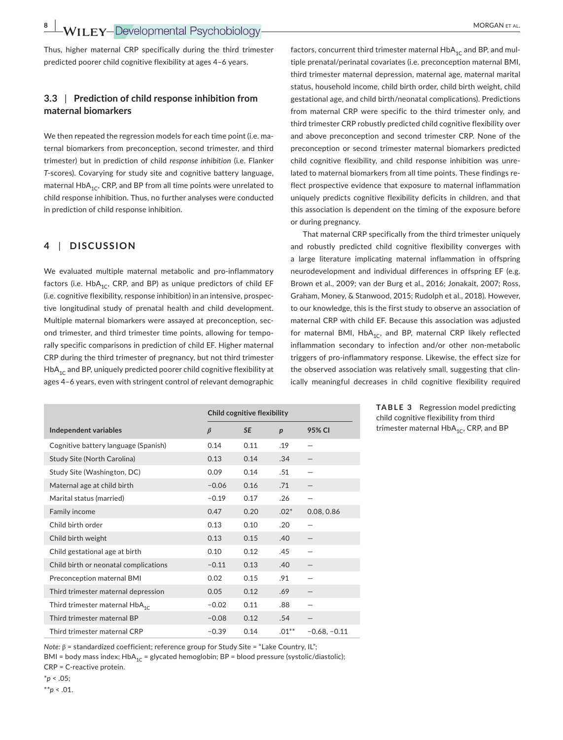Thus, higher maternal CRP specifically during the third trimester predicted poorer child cognitive flexibility at ages 4–6 years.

### 3.3 | Prediction of child response inhibition from maternal biomarkers

We then repeated the regression models for each time point (i.e. maternal biomarkers from preconception, second trimester, and third trimester) but in prediction of child *response inhibition* (i.e. Flanker *T*-scores). Covarying for study site and cognitive battery language, maternal $HbA_{1C}$, CRP, and BP from all time points were unrelated to child response inhibition. Thus, no further analyses were conducted in prediction of child response inhibition.

## 4 | DISCUSSION

We evaluated multiple maternal metabolic and pro-inflammatory factors (i.e. $HbA_{1C}$, CRP, and BP) as unique predictors of child EF (i.e. cognitive flexibility, response inhibition) in an intensive, prospective longitudinal study of prenatal health and child development. Multiple maternal biomarkers were assayed at preconception, second trimester, and third trimester time points, allowing for temporally specific comparisons in prediction of child EF. Higher maternal CRP during the third trimester of pregnancy, but not third trimester $HbA_{1C}$ and BP, uniquely predicted poorer child cognitive flexibility at ages 4–6 years, even with stringent control of relevant demographic factors, concurrent third trimester maternal $HbA_{1C}$ and BP, and multiple prenatal/perinatal covariates (i.e. preconception maternal BMI, third trimester maternal depression, maternal age, maternal marital status, household income, child birth order, child birth weight, child gestational age, and child birth/neonatal complications). Predictions from maternal CRP were specific to the third trimester only, and third trimester CRP robustly predicted child cognitive flexibility over and above preconception and second trimester CRP. None of the preconception or second trimester maternal biomarkers predicted child cognitive flexibility, and child response inhibition was unrelated to maternal biomarkers from all time points. These findings reflect prospective evidence that exposure to maternal inflammation uniquely predicts cognitive flexibility deficits in children, and that this association is dependent on the timing of the exposure before or during pregnancy.

That maternal CRP specifically from the third trimester uniquely and robustly predicted child cognitive flexibility converges with a large literature implicating maternal inflammation in offspring neurodevelopment and individual differences in offspring EF (e.g. Brown et al., 2009; van der Burg et al., 2016; Jonakait, 2007; Ross, Graham, Money, & Stanwood, 2015; Rudolph et al., 2018). However, to our knowledge, this is the first study to observe an association of maternal CRP with child EF. Because this association was adjusted for maternal BMI, $HbA_{1C}$, and BP, maternal CRP likely reflected inflammation secondary to infection and/or other non-metabolic triggers of pro-inflammatory response. Likewise, the effect size for the observed association was relatively small, suggesting that clinically meaningful decreases in child cognitive flexibility required

**TABLE 3** Regression model predicting child cognitive flexibility from third trimester maternal $HbA_{1C}$, CRP, and BP

| | Child cognitive flexibility | | | |
|---|---|---|---|---|
| Independent variables | *β* | *SE* | *p* | 95% CI |
| Cognitive battery language (Spanish) | 0.14 | 0.11 | .19 | — |
| Study Site (North Carolina) | 0.13 | 0.14 | .34 | — |
| Study Site (Washington, DC) | 0.09 | 0.14 | .51 | — |
| Maternal age at child birth | −0.06 | 0.16 | .71 | — |
| Marital status (married) | −0.19 | 0.17 | .26 | — |
| Family income | 0.47 | 0.20 | .02* | 0.08, 0.86 |
| Child birth order | 0.13 | 0.10 | .20 | — |
| Child birth weight | 0.13 | 0.15 | .40 | — |
| Child gestational age at birth | 0.10 | 0.12 | .45 | — |
| Child birth or neonatal complications | −0.11 | 0.13 | .40 | — |
| Preconception maternal BMI | 0.02 | 0.15 | .91 | — |
| Third trimester maternal depression | 0.05 | 0.12 | .69 | — |
| Third trimester maternal $HbA_{1C}$ | −0.02 | 0.11 | .88 | — |
| Third trimester maternal BP | −0.08 | 0.12 | .54 | — |
| Third trimester maternal CRP | −0.39 | 0.14 | .01** | −0.68, −0.11 |

*Note:* β = standardized coefficient; reference group for Study Site = "Lake Country, IL"; BMI = body mass index; $HbA_{1C}$ = glycated hemoglobin; BP = blood pressure (systolic/diastolic); CRP = C-reactive protein.

*$p < .05$;

**$p < .01$.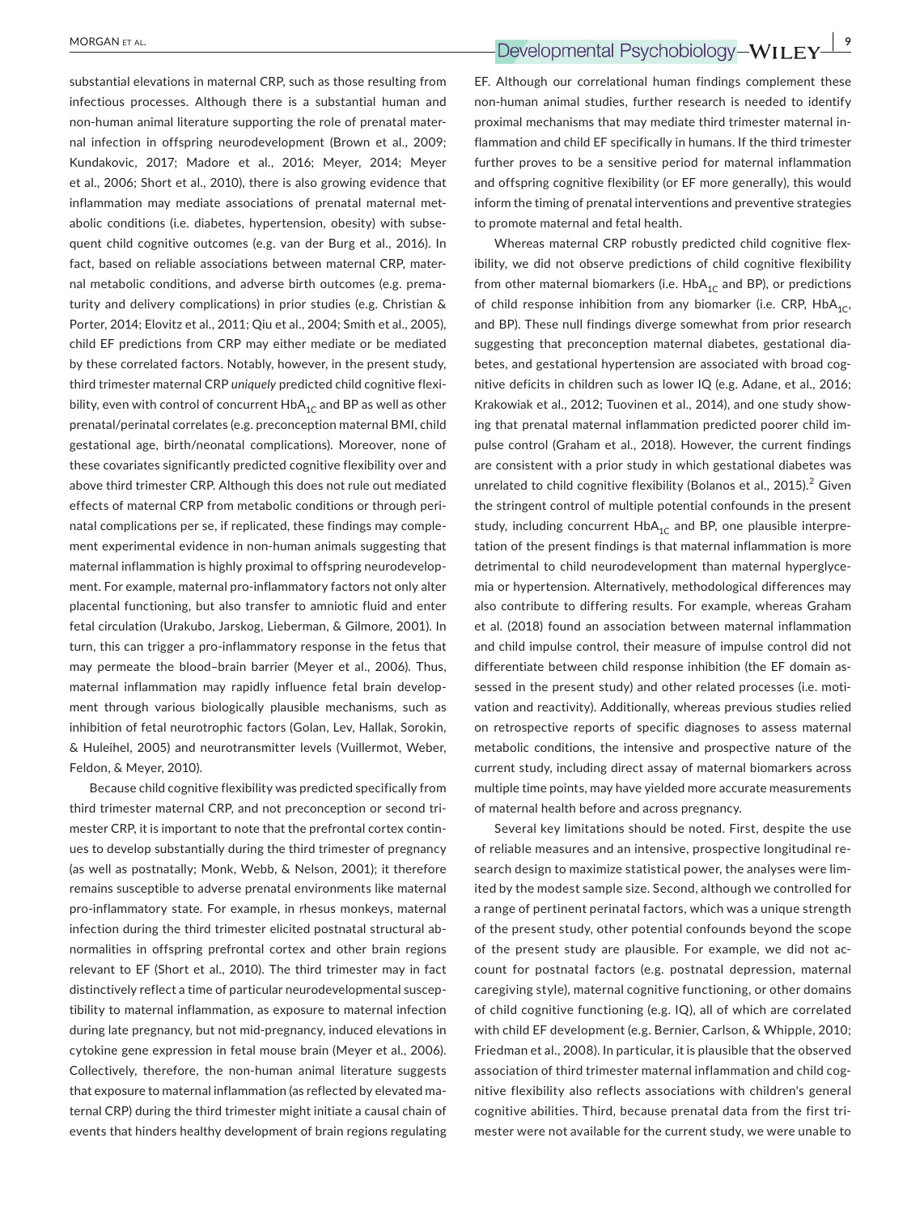substantial elevations in maternal CRP, such as those resulting from infectious processes. Although there is a substantial human and non-human animal literature supporting the role of prenatal maternal infection in offspring neurodevelopment (Brown et al., 2009; Kundakovic, 2017; Madore et al., 2016; Meyer, 2014; Meyer et al., 2006; Short et al., 2010), there is also growing evidence that inflammation may mediate associations of prenatal maternal metabolic conditions (i.e. diabetes, hypertension, obesity) with subsequent child cognitive outcomes (e.g. van der Burg et al., 2016). In fact, based on reliable associations between maternal CRP, maternal metabolic conditions, and adverse birth outcomes (e.g. prematurity and delivery complications) in prior studies (e.g. Christian & Porter, 2014; Elovitz et al., 2011; Qiu et al., 2004; Smith et al., 2005), child EF predictions from CRP may either mediate or be mediated by these correlated factors. Notably, however, in the present study, third trimester maternal CRP *uniquely* predicted child cognitive flexibility, even with control of concurrent $HbA_{1C}$ and BP as well as other prenatal/perinatal correlates (e.g. preconception maternal BMI, child gestational age, birth/neonatal complications). Moreover, none of these covariates significantly predicted cognitive flexibility over and above third trimester CRP. Although this does not rule out mediated effects of maternal CRP from metabolic conditions or through perinatal complications per se, if replicated, these findings may complement experimental evidence in non-human animals suggesting that maternal inflammation is highly proximal to offspring neurodevelopment. For example, maternal pro-inflammatory factors not only alter placental functioning, but also transfer to amniotic fluid and enter fetal circulation (Urakubo, Jarskog, Lieberman, & Gilmore, 2001). In turn, this can trigger a pro-inflammatory response in the fetus that may permeate the blood–brain barrier (Meyer et al., 2006). Thus, maternal inflammation may rapidly influence fetal brain development through various biologically plausible mechanisms, such as inhibition of fetal neurotrophic factors (Golan, Lev, Hallak, Sorokin, & Huleihel, 2005) and neurotransmitter levels (Vuillermot, Weber, Feldon, & Meyer, 2010).

Because child cognitive flexibility was predicted specifically from third trimester maternal CRP, and not preconception or second trimester CRP, it is important to note that the prefrontal cortex continues to develop substantially during the third trimester of pregnancy (as well as postnatally; Monk, Webb, & Nelson, 2001); it therefore remains susceptible to adverse prenatal environments like maternal pro-inflammatory state. For example, in rhesus monkeys, maternal infection during the third trimester elicited postnatal structural abnormalities in offspring prefrontal cortex and other brain regions relevant to EF (Short et al., 2010). The third trimester may in fact distinctively reflect a time of particular neurodevelopmental susceptibility to maternal inflammation, as exposure to maternal infection during late pregnancy, but not mid-pregnancy, induced elevations in cytokine gene expression in fetal mouse brain (Meyer et al., 2006). Collectively, therefore, the non-human animal literature suggests that exposure to maternal inflammation (as reflected by elevated maternal CRP) during the third trimester might initiate a causal chain of events that hinders healthy development of brain regions regulating EF. Although our correlational human findings complement these non-human animal studies, further research is needed to identify proximal mechanisms that may mediate third trimester maternal inflammation and child EF specifically in humans. If the third trimester further proves to be a sensitive period for maternal inflammation and offspring cognitive flexibility (or EF more generally), this would inform the timing of prenatal interventions and preventive strategies to promote maternal and fetal health.

Whereas maternal CRP robustly predicted child cognitive flexibility, we did not observe predictions of child cognitive flexibility from other maternal biomarkers (i.e. $HbA_{1C}$ and BP), or predictions of child response inhibition from any biomarker (i.e. CRP, $HbA_{1C}$, and BP). These null findings diverge somewhat from prior research suggesting that preconception maternal diabetes, gestational diabetes, and gestational hypertension are associated with broad cognitive deficits in children such as lower IQ (e.g. Adane, et al., 2016; Krakowiak et al., 2012; Tuovinen et al., 2014), and one study showing that prenatal maternal inflammation predicted poorer child impulse control (Graham et al., 2018). However, the current findings are consistent with a prior study in which gestational diabetes was unrelated to child cognitive flexibility (Bolanos et al., 2015).[2] Given the stringent control of multiple potential confounds in the present study, including concurrent $HbA_{1C}$ and BP, one plausible interpretation of the present findings is that maternal inflammation is more detrimental to child neurodevelopment than maternal hyperglycemia or hypertension. Alternatively, methodological differences may also contribute to differing results. For example, whereas Graham et al. (2018) found an association between maternal inflammation and child impulse control, their measure of impulse control did not differentiate between child response inhibition (the EF domain assessed in the present study) and other related processes (i.e. motivation and reactivity). Additionally, whereas previous studies relied on retrospective reports of specific diagnoses to assess maternal metabolic conditions, the intensive and prospective nature of the current study, including direct assay of maternal biomarkers across multiple time points, may have yielded more accurate measurements of maternal health before and across pregnancy.

Several key limitations should be noted. First, despite the use of reliable measures and an intensive, prospective longitudinal research design to maximize statistical power, the analyses were limited by the modest sample size. Second, although we controlled for a range of pertinent perinatal factors, which was a unique strength of the present study, other potential confounds beyond the scope of the present study are plausible. For example, we did not account for postnatal factors (e.g. postnatal depression, maternal caregiving style), maternal cognitive functioning, or other domains of child cognitive functioning (e.g. IQ), all of which are correlated with child EF development (e.g. Bernier, Carlson, & Whipple, 2010; Friedman et al., 2008). In particular, it is plausible that the observed association of third trimester maternal inflammation and child cognitive flexibility also reflects associations with children's general cognitive abilities. Third, because prenatal data from the first trimester were not available for the current study, we were unable to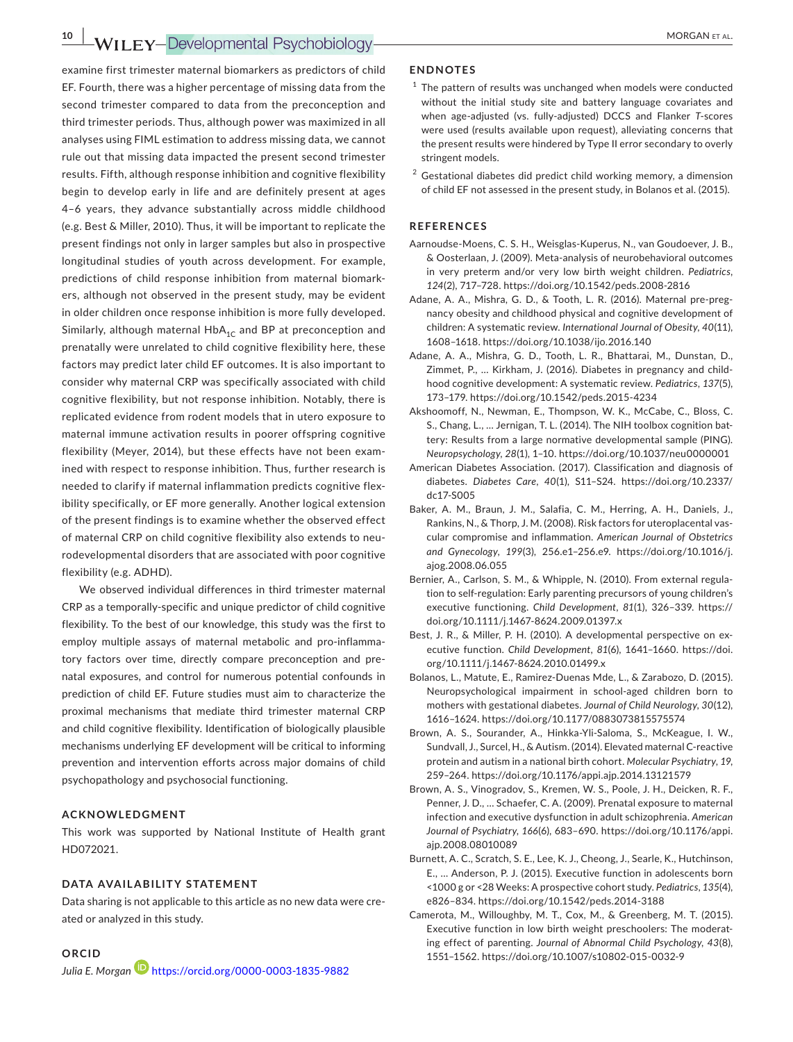examine first trimester maternal biomarkers as predictors of child EF. Fourth, there was a higher percentage of missing data from the second trimester compared to data from the preconception and third trimester periods. Thus, although power was maximized in all analyses using FIML estimation to address missing data, we cannot rule out that missing data impacted the present second trimester results. Fifth, although response inhibition and cognitive flexibility begin to develop early in life and are definitely present at ages 4–6 years, they advance substantially across middle childhood (e.g. Best & Miller, 2010). Thus, it will be important to replicate the present findings not only in larger samples but also in prospective longitudinal studies of youth across development. For example, predictions of child response inhibition from maternal biomarkers, although not observed in the present study, may be evident in older children once response inhibition is more fully developed. Similarly, although maternal $HbA_{1C}$ and BP at preconception and prenatally were unrelated to child cognitive flexibility here, these factors may predict later child EF outcomes. It is also important to consider why maternal CRP was specifically associated with child cognitive flexibility, but not response inhibition. Notably, there is replicated evidence from rodent models that in utero exposure to maternal immune activation results in poorer offspring cognitive flexibility (Meyer, 2014), but these effects have not been examined with respect to response inhibition. Thus, further research is needed to clarify if maternal inflammation predicts cognitive flexibility specifically, or EF more generally. Another logical extension of the present findings is to examine whether the observed effect of maternal CRP on child cognitive flexibility also extends to neurodevelopmental disorders that are associated with poor cognitive flexibility (e.g. ADHD).

We observed individual differences in third trimester maternal CRP as a temporally-specific and unique predictor of child cognitive flexibility. To the best of our knowledge, this study was the first to employ multiple assays of maternal metabolic and pro-inflammatory factors over time, directly compare preconception and prenatal exposures, and control for numerous potential confounds in prediction of child EF. Future studies must aim to characterize the proximal mechanisms that mediate third trimester maternal CRP and child cognitive flexibility. Identification of biologically plausible mechanisms underlying EF development will be critical to informing prevention and intervention efforts across major domains of child psychopathology and psychosocial functioning.

## ACKNOWLEDGMENT

This work was supported by National Institute of Health grant HD072021.

## DATA AVAILABILITY STATEMENT

Data sharing is not applicable to this article as no new data were created or analyzed in this study.

## ORCID

*Julia E. Morgan* https://orcid.org/0000-0003-1835-9882

## ENDNOTES

[1] The pattern of results was unchanged when models were conducted without the initial study site and battery language covariates and when age-adjusted (vs. fully-adjusted) DCCS and Flanker *T*-scores were used (results available upon request), alleviating concerns that the present results were hindered by Type II error secondary to overly stringent models.

[2] Gestational diabetes did predict child working memory, a dimension of child EF not assessed in the present study, in Bolanos et al. (2015).

## REFERENCES

Aarnoudse-Moens, C. S. H., Weisglas-Kuperus, N., van Goudoever, J. B., & Oosterlaan, J. (2009). Meta-analysis of neurobehavioral outcomes in very preterm and/or very low birth weight children. *Pediatrics*, *124*(2), 717–728. https://doi.org/10.1542/peds.2008-2816

Adane, A. A., Mishra, G. D., & Tooth, L. R. (2016). Maternal pre-pregnancy obesity and childhood physical and cognitive development of children: A systematic review. *International Journal of Obesity*, *40*(11), 1608–1618. https://doi.org/10.1038/ijo.2016.140

Adane, A. A., Mishra, G. D., Tooth, L. R., Bhattarai, M., Dunstan, D., Zimmet, P., … Kirkham, J. (2016). Diabetes in pregnancy and childhood cognitive development: A systematic review. *Pediatrics*, *137*(5), 173–179. https://doi.org/10.1542/peds.2015-4234

Akshoomoff, N., Newman, E., Thompson, W. K., McCabe, C., Bloss, C. S., Chang, L., … Jernigan, T. L. (2014). The NIH toolbox cognition battery: Results from a large normative developmental sample (PING). *Neuropsychology*, *28*(1), 1–10. https://doi.org/10.1037/neu0000001

American Diabetes Association. (2017). Classification and diagnosis of diabetes. *Diabetes Care*, *40*(1), S11–S24. https://doi.org/10.2337/dc17-S005

Baker, A. M., Braun, J. M., Salafia, C. M., Herring, A. H., Daniels, J., Rankins, N., & Thorp, J. M. (2008). Risk factors for uteroplacental vascular compromise and inflammation. *American Journal of Obstetrics and Gynecology*, *199*(3), 256.e1–256.e9. https://doi.org/10.1016/j.ajog.2008.06.055

Bernier, A., Carlson, S. M., & Whipple, N. (2010). From external regulation to self-regulation: Early parenting precursors of young children's executive functioning. *Child Development*, *81*(1), 326–339. https://doi.org/10.1111/j.1467-8624.2009.01397.x

Best, J. R., & Miller, P. H. (2010). A developmental perspective on executive function. *Child Development*, *81*(6), 1641–1660. https://doi.org/10.1111/j.1467-8624.2010.01499.x

Bolanos, L., Matute, E., Ramirez-Duenas Mde, L., & Zarabozo, D. (2015). Neuropsychological impairment in school-aged children born to mothers with gestational diabetes. *Journal of Child Neurology*, *30*(12), 1616–1624. https://doi.org/10.1177/0883073815575574

Brown, A. S., Sourander, A., Hinkka-Yli-Saloma, S., McKeague, I. W., Sundvall, J., Surcel, H., & Autism. (2014). Elevated maternal C-reactive protein and autism in a national birth cohort. *Molecular Psychiatry*, *19*, 259–264. https://doi.org/10.1176/appi.ajp.2014.13121579

Brown, A. S., Vinogradov, S., Kremen, W. S., Poole, J. H., Deicken, R. F., Penner, J. D., … Schaefer, C. A. (2009). Prenatal exposure to maternal infection and executive dysfunction in adult schizophrenia. *American Journal of Psychiatry*, *166*(6), 683–690. https://doi.org/10.1176/appi.ajp.2008.08010089

Burnett, A. C., Scratch, S. E., Lee, K. J., Cheong, J., Searle, K., Hutchinson, E., … Anderson, P. J. (2015). Executive function in adolescents born <1000 g or <28 Weeks: A prospective cohort study. *Pediatrics*, *135*(4), e826–834. https://doi.org/10.1542/peds.2014-3188

Camerota, M., Willoughby, M. T., Cox, M., & Greenberg, M. T. (2015). Executive function in low birth weight preschoolers: The moderating effect of parenting. *Journal of Abnormal Child Psychology*, *43*(8), 1551–1562. https://doi.org/10.1007/s10802-015-0032-9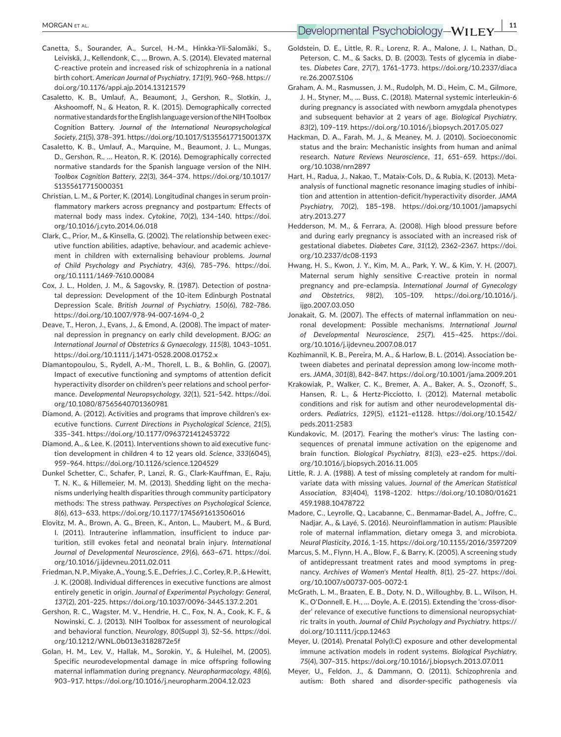Canetta, S., Sourander, A., Surcel, H.-M., Hinkka-Yli-Salomäki, S., Leiviskä, J., Kellendonk, C., … Brown, A. S. (2014). Elevated maternal C-reactive protein and increased risk of schizophrenia in a national birth cohort. *American Journal of Psychiatry*, *171*(9), 960–968. https://doi.org/10.1176/appi.ajp.2014.13121579

Casaletto, K. B., Umlauf, A., Beaumont, J., Gershon, R., Slotkin, J., Akshoomoff, N., & Heaton, R. K. (2015). Demographically corrected normative standards for the English language version of the NIH Toolbox Cognition Battery. *Journal of the International Neuropsychological Society*, *21*(5), 378–391. https://doi.org/10.1017/S135561771500137X

Casaletto, K. B., Umlauf, A., Marquine, M., Beaumont, J. L., Mungas, D., Gershon, R., … Heaton, R. K. (2016). Demographically corrected normative standards for the Spanish language version of the NIH. *Toolbox Cognition Battery*, *22*(3), 364–374. https://doi.org/10.1017/S1355617715000351

Christian, L. M., & Porter, K. (2014). Longitudinal changes in serum proinflammatory markers across pregnancy and postpartum: Effects of maternal body mass index. *Cytokine*, *70*(2), 134–140. https://doi.org/10.1016/j.cyto.2014.06.018

Clark, C., Prior, M., & Kinsella, G. (2002). The relationship between executive function abilities, adaptive, behaviour, and academic achievement in children with externalising behaviour problems. *Journal of Child Psychology and Psychiatry*, *43*(6), 785–796. https://doi.org/10.1111/1469-7610.00084

Cox, J. L., Holden, J. M., & Sagovsky, R. (1987). Detection of postnatal depression: Development of the 10-item Edinburgh Postnatal Depression Scale. *British Journal of Psychiatry*, *150*(6), 782–786. https://doi.org/10.1007/978-94-007-1694-0_2

Deave, T., Heron, J., Evans, J., & Emond, A. (2008). The impact of maternal depression in pregnancy on early child development. *BJOG: an International Journal of Obstetrics & Gynaecology*, *115*(8), 1043–1051. https://doi.org/10.1111/j.1471-0528.2008.01752.x

Diamantopoulou, S., Rydell, A.-M., Thorell, L. B., & Bohlin, G. (2007). Impact of executive functioning and symptoms of attention deficit hyperactivity disorder on children's peer relations and school performance. *Developmental Neuropsychology*, *32*(1), 521–542. https://doi.org/10.1080/87565640701360981

Diamond, A. (2012). Activities and programs that improve children's executive functions. *Current Directions in Psychological Science*, *21*(5), 335–341. https://doi.org/10.1177/0963721412453722

Diamond, A., & Lee, K. (2011). Interventions shown to aid executive function development in children 4 to 12 years old. *Science*, *333*(6045), 959–964. https://doi.org/10.1126/science.1204529

Dunkel Schetter, C., Schafer, P., Lanzi, R. G., Clark-Kauffman, E., Raju, T. N. K., & Hillemeier, M. M. (2013). Shedding light on the mechanisms underlying health disparities through community participatory methods: The stress pathway. *Perspectives on Psychological Science*, *8*(6), 613–633. https://doi.org/10.1177/1745691613506016

Elovitz, M. A., Brown, A. G., Breen, K., Anton, L., Maubert, M., & Burd, I. (2011). Intrauterine inflammation, insufficient to induce parturition, still evokes fetal and neonatal brain injury. *International Journal of Developmental Neuroscience*, *29*(6), 663–671. https://doi.org/10.1016/j.ijdevneu.2011.02.011

Friedman, N. P., Miyake, A., Young, S. E., Defries, J. C., Corley, R. P., & Hewitt, J. K. (2008). Individual differences in executive functions are almost entirely genetic in origin. *Journal of Experimental Psychology: General*, *137*(2), 201–225. https://doi.org/10.1037/0096-3445.137.2.201

Gershon, R. C., Wagster, M. V., Hendrie, H. C., Fox, N. A., Cook, K. F., & Nowinski, C. J. (2013). NIH Toolbox for assessment of neurological and behavioral function. *Neurology*, *80*(Suppl 3), S2–S6. https://doi.org/10.1212/WNL.0b013e3182872e5f

Golan, H. M., Lev, V., Hallak, M., Sorokin, Y., & Huleihel, M. (2005). Specific neurodevelopmental damage in mice offspring following maternal inflammation during pregnancy. *Neuropharmacology*, *48*(6), 903–917. https://doi.org/10.1016/j.neuropharm.2004.12.023

Goldstein, D. E., Little, R. R., Lorenz, R. A., Malone, J. I., Nathan, D., Peterson, C. M., & Sacks, D. B. (2003). Tests of glycemia in diabetes. *Diabetes Care*, *27*(7), 1761–1773. https://doi.org/10.2337/diacare.26.2007.S106

Graham, A. M., Rasmussen, J. M., Rudolph, M. D., Heim, C. M., Gilmore, J. H., Styner, M., … Buss, C. (2018). Maternal systemic interleukin-6 during pregnancy is associated with newborn amygdala phenotypes and subsequent behavior at 2 years of age. *Biological Psychiatry*, *83*(2), 109–119. https://doi.org/10.1016/j.biopsych.2017.05.027

Hackman, D. A., Farah, M. J., & Meaney, M. J. (2010). Socioeconomic status and the brain: Mechanistic insights from human and animal research. *Nature Reviews Neuroscience*, *11*, 651–659. https://doi.org/10.1038/nrn2897

Hart, H., Radua, J., Nakao, T., Mataix-Cols, D., & Rubia, K. (2013). Meta-analysis of functional magnetic resonance imaging studies of inhibition and attention in attention-deficit/hyperactivity disorder. *JAMA Psychiatry*, *70*(2), 185–198. https://doi.org/10.1001/jamapsychiatry.2013.277

Hedderson, M. M., & Ferrara, A. (2008). High blood pressure before and during early pregnancy is associated with an increased risk of gestational diabetes. *Diabetes Care*, *31*(12), 2362–2367. https://doi.org/10.2337/dc08-1193

Hwang, H. S., Kwon, J. Y., Kim, M. A., Park, Y. W., & Kim, Y. H. (2007). Maternal serum highly sensitive C-reactive protein in normal pregnancy and pre-eclampsia. *International Journal of Gynecology and Obstetrics*, *98*(2), 105–109. https://doi.org/10.1016/j.ijgo.2007.03.050

Jonakait, G. M. (2007). The effects of maternal inflammation on neuronal development: Possible mechanisms. *International Journal of Developmental Neuroscience*, *25*(7), 415–425. https://doi.org/10.1016/j.ijdevneu.2007.08.017

Kozhimannil, K. B., Pereira, M. A., & Harlow, B. L. (2014). Association between diabetes and perinatal depression among low-income mothers. *JAMA*, *301*(8), 842–847. https://doi.org/10.1001/jama.2009.201

Krakowiak, P., Walker, C. K., Bremer, A. A., Baker, A. S., Ozonoff, S., Hansen, R. L., & Hertz-Picciotto, I. (2012). Maternal metabolic conditions and risk for autism and other neurodevelopmental disorders. *Pediatrics*, *129*(5), e1121–e1128. https://doi.org/10.1542/peds.2011-2583

Kundakovic, M. (2017). Fearing the mother's virus: The lasting consequences of prenatal immune activation on the epigenome and brain function. *Biological Psychiatry*, *81*(3), e23–e25. https://doi.org/10.1016/j.biopsych.2016.11.005

Little, R. J. A. (1988). A test of missing completely at random for multivariate data with missing values. *Journal of the American Statistical Association*, *83*(404), 1198–1202. https://doi.org/10.1080/01621459.1988.10478722

Madore, C., Leyrolle, Q., Lacabanne, C., Benmamar-Badel, A., Joffre, C., Nadjar, A., & Layé, S. (2016). Neuroinflammation in autism: Plausible role of maternal inflammation, dietary omega 3, and microbiota. *Neural Plasticity*, *2016*, 1–15. https://doi.org/10.1155/2016/3597209

Marcus, S. M., Flynn, H. A., Blow, F., & Barry, K. (2005). A screening study of antidepressant treatment rates and mood symptoms in pregnancy. *Archives of Women's Mental Health*, *8*(1), 25–27. https://doi.org/10.1007/s00737-005-0072-1

McGrath, L. M., Braaten, E. B., Doty, N. D., Willoughby, B. L., Wilson, H. K., O'Donnell, E. H., … Doyle, A. E. (2015). Extending the 'cross-disorder' relevance of executive functions to dimensional neuropsychiatric traits in youth. *Journal of Child Psychology and Psychiatry*. https://doi.org/10.1111/jcpp.12463

Meyer, U. (2014). Prenatal Poly(I:C) exposure and other developmental immune activation models in rodent systems. *Biological Psychiatry*, *75*(4), 307–315. https://doi.org/10.1016/j.biopsych.2013.07.011

Meyer, U., Feldon, J., & Dammann, O. (2011). Schizophrenia and autism: Both shared and disorder-specific pathogenesis via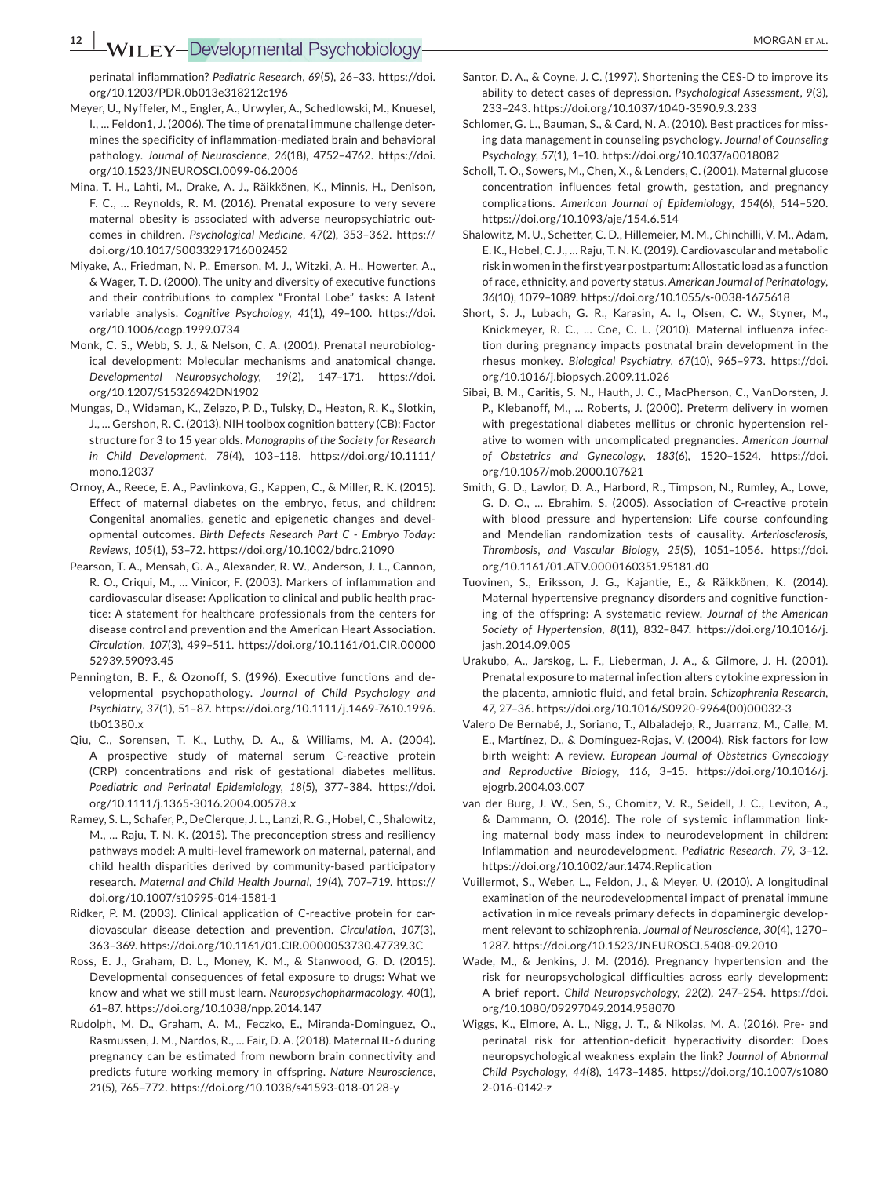perinatal inflammation? *Pediatric Research*, *69*(5), 26–33. https://doi.org/10.1203/PDR.0b013e318212c196

Meyer, U., Nyffeler, M., Engler, A., Urwyler, A., Schedlowski, M., Knuesel, I., … Feldon1, J. (2006). The time of prenatal immune challenge determines the specificity of inflammation-mediated brain and behavioral pathology. *Journal of Neuroscience*, *26*(18), 4752–4762. https://doi.org/10.1523/JNEUROSCI.0099-06.2006

Mina, T. H., Lahti, M., Drake, A. J., Räikkönen, K., Minnis, H., Denison, F. C., … Reynolds, R. M. (2016). Prenatal exposure to very severe maternal obesity is associated with adverse neuropsychiatric outcomes in children. *Psychological Medicine*, *47*(2), 353–362. https://doi.org/10.1017/S0033291716002452

Miyake, A., Friedman, N. P., Emerson, M. J., Witzki, A. H., Howerter, A., & Wager, T. D. (2000). The unity and diversity of executive functions and their contributions to complex "Frontal Lobe" tasks: A latent variable analysis. *Cognitive Psychology*, *41*(1), 49–100. https://doi.org/10.1006/cogp.1999.0734

Monk, C. S., Webb, S. J., & Nelson, C. A. (2001). Prenatal neurobiological development: Molecular mechanisms and anatomical change. *Developmental Neuropsychology*, *19*(2), 147–171. https://doi.org/10.1207/S15326942DN1902

Mungas, D., Widaman, K., Zelazo, P. D., Tulsky, D., Heaton, R. K., Slotkin, J., … Gershon, R. C. (2013). NIH toolbox cognition battery (CB): Factor structure for 3 to 15 year olds. *Monographs of the Society for Research in Child Development*, *78*(4), 103–118. https://doi.org/10.1111/mono.12037

Ornoy, A., Reece, E. A., Pavlinkova, G., Kappen, C., & Miller, R. K. (2015). Effect of maternal diabetes on the embryo, fetus, and children: Congenital anomalies, genetic and epigenetic changes and developmental outcomes. *Birth Defects Research Part C - Embryo Today: Reviews*, *105*(1), 53–72. https://doi.org/10.1002/bdrc.21090

Pearson, T. A., Mensah, G. A., Alexander, R. W., Anderson, J. L., Cannon, R. O., Criqui, M., … Vinicor, F. (2003). Markers of inflammation and cardiovascular disease: Application to clinical and public health practice: A statement for healthcare professionals from the centers for disease control and prevention and the American Heart Association. *Circulation*, *107*(3), 499–511. https://doi.org/10.1161/01.CIR.0000052939.59093.45

Pennington, B. F., & Ozonoff, S. (1996). Executive functions and developmental psychopathology. *Journal of Child Psychology and Psychiatry*, *37*(1), 51–87. https://doi.org/10.1111/j.1469-7610.1996.tb01380.x

Qiu, C., Sorensen, T. K., Luthy, D. A., & Williams, M. A. (2004). A prospective study of maternal serum C-reactive protein (CRP) concentrations and risk of gestational diabetes mellitus. *Paediatric and Perinatal Epidemiology*, *18*(5), 377–384. https://doi.org/10.1111/j.1365-3016.2004.00578.x

Ramey, S. L., Schafer, P., DeClerque, J. L., Lanzi, R. G., Hobel, C., Shalowitz, M., … Raju, T. N. K. (2015). The preconception stress and resiliency pathways model: A multi-level framework on maternal, paternal, and child health disparities derived by community-based participatory research. *Maternal and Child Health Journal*, *19*(4), 707–719. https://doi.org/10.1007/s10995-014-1581-1

Ridker, P. M. (2003). Clinical application of C-reactive protein for cardiovascular disease detection and prevention. *Circulation*, *107*(3), 363–369. https://doi.org/10.1161/01.CIR.0000053730.47739.3C

Ross, E. J., Graham, D. L., Money, K. M., & Stanwood, G. D. (2015). Developmental consequences of fetal exposure to drugs: What we know and what we still must learn. *Neuropsychopharmacology*, *40*(1), 61–87. https://doi.org/10.1038/npp.2014.147

Rudolph, M. D., Graham, A. M., Feczko, E., Miranda-Dominguez, O., Rasmussen, J. M., Nardos, R., … Fair, D. A. (2018). Maternal IL-6 during pregnancy can be estimated from newborn brain connectivity and predicts future working memory in offspring. *Nature Neuroscience*, *21*(5), 765–772. https://doi.org/10.1038/s41593-018-0128-y

Santor, D. A., & Coyne, J. C. (1997). Shortening the CES-D to improve its ability to detect cases of depression. *Psychological Assessment*, *9*(3), 233–243. https://doi.org/10.1037/1040-3590.9.3.233

Schlomer, G. L., Bauman, S., & Card, N. A. (2010). Best practices for missing data management in counseling psychology. *Journal of Counseling Psychology*, *57*(1), 1–10. https://doi.org/10.1037/a0018082

Scholl, T. O., Sowers, M., Chen, X., & Lenders, C. (2001). Maternal glucose concentration influences fetal growth, gestation, and pregnancy complications. *American Journal of Epidemiology*, *154*(6), 514–520. https://doi.org/10.1093/aje/154.6.514

Shalowitz, M. U., Schetter, C. D., Hillemeier, M. M., Chinchilli, V. M., Adam, E. K., Hobel, C. J., … Raju, T. N. K. (2019). Cardiovascular and metabolic risk in women in the first year postpartum: Allostatic load as a function of race, ethnicity, and poverty status. *American Journal of Perinatology*, *36*(10), 1079–1089. https://doi.org/10.1055/s-0038-1675618

Short, S. J., Lubach, G. R., Karasin, A. I., Olsen, C. W., Styner, M., Knickmeyer, R. C., … Coe, C. L. (2010). Maternal influenza infection during pregnancy impacts postnatal brain development in the rhesus monkey. *Biological Psychiatry*, *67*(10), 965–973. https://doi.org/10.1016/j.biopsych.2009.11.026

Sibai, B. M., Caritis, S. N., Hauth, J. C., MacPherson, C., VanDorsten, J. P., Klebanoff, M., … Roberts, J. (2000). Preterm delivery in women with pregestational diabetes mellitus or chronic hypertension relative to women with uncomplicated pregnancies. *American Journal of Obstetrics and Gynecology*, *183*(6), 1520–1524. https://doi.org/10.1067/mob.2000.107621

Smith, G. D., Lawlor, D. A., Harbord, R., Timpson, N., Rumley, A., Lowe, G. D. O., … Ebrahim, S. (2005). Association of C-reactive protein with blood pressure and hypertension: Life course confounding and Mendelian randomization tests of causality. *Arteriosclerosis, Thrombosis, and Vascular Biology*, *25*(5), 1051–1056. https://doi.org/10.1161/01.ATV.0000160351.95181.d0

Tuovinen, S., Eriksson, J. G., Kajantie, E., & Räikkönen, K. (2014). Maternal hypertensive pregnancy disorders and cognitive functioning of the offspring: A systematic review. *Journal of the American Society of Hypertension*, *8*(11), 832–847. https://doi.org/10.1016/j.jash.2014.09.005

Urakubo, A., Jarskog, L. F., Lieberman, J. A., & Gilmore, J. H. (2001). Prenatal exposure to maternal infection alters cytokine expression in the placenta, amniotic fluid, and fetal brain. *Schizophrenia Research*, *47*, 27–36. https://doi.org/10.1016/S0920-9964(00)00032-3

Valero De Bernabé, J., Soriano, T., Albaladejo, R., Juarranz, M., Calle, M. E., Martínez, D., & Domínguez-Rojas, V. (2004). Risk factors for low birth weight: A review. *European Journal of Obstetrics Gynecology and Reproductive Biology*, *116*, 3–15. https://doi.org/10.1016/j.ejogrb.2004.03.007

van der Burg, J. W., Sen, S., Chomitz, V. R., Seidell, J. C., Leviton, A., & Dammann, O. (2016). The role of systemic inflammation linking maternal body mass index to neurodevelopment in children: Inflammation and neurodevelopment. *Pediatric Research*, *79*, 3–12. https://doi.org/10.1002/aur.1474.Replication

Vuillermot, S., Weber, L., Feldon, J., & Meyer, U. (2010). A longitudinal examination of the neurodevelopmental impact of prenatal immune activation in mice reveals primary defects in dopaminergic development relevant to schizophrenia. *Journal of Neuroscience*, *30*(4), 1270–1287. https://doi.org/10.1523/JNEUROSCI.5408-09.2010

Wade, M., & Jenkins, J. M. (2016). Pregnancy hypertension and the risk for neuropsychological difficulties across early development: A brief report. *Child Neuropsychology*, *22*(2), 247–254. https://doi.org/10.1080/09297049.2014.958070

Wiggs, K., Elmore, A. L., Nigg, J. T., & Nikolas, M. A. (2016). Pre- and perinatal risk for attention-deficit hyperactivity disorder: Does neuropsychological weakness explain the link? *Journal of Abnormal Child Psychology*, *44*(8), 1473–1485. https://doi.org/10.1007/s10802-016-0142-z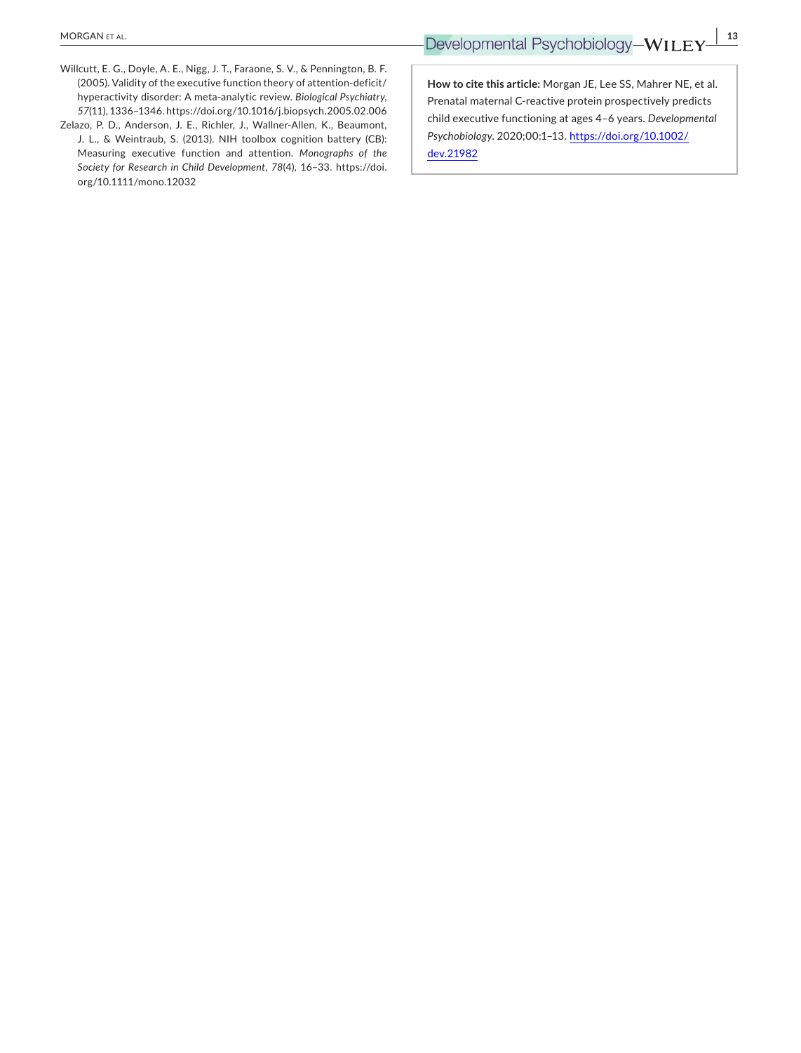Willcutt, E. G., Doyle, A. E., Nigg, J. T., Faraone, S. V., & Pennington, B. F. (2005). Validity of the executive function theory of attention-deficit/hyperactivity disorder: A meta-analytic review. *Biological Psychiatry*, *57*(11), 1336–1346. https://doi.org/10.1016/j.biopsych.2005.02.006

Zelazo, P. D., Anderson, J. E., Richler, J., Wallner-Allen, K., Beaumont, J. L., & Weintraub, S. (2013). NIH toolbox cognition battery (CB): Measuring executive function and attention. *Monographs of the Society for Research in Child Development*, *78*(4), 16–33. https://doi.org/10.1111/mono.12032

**How to cite this article:** Morgan JE, Lee SS, Mahrer NE, et al. Prenatal maternal C-reactive protein prospectively predicts child executive functioning at ages 4–6 years. *Developmental Psychobiology*. 2020;00:1–13. https://doi.org/10.1002/dev.21982